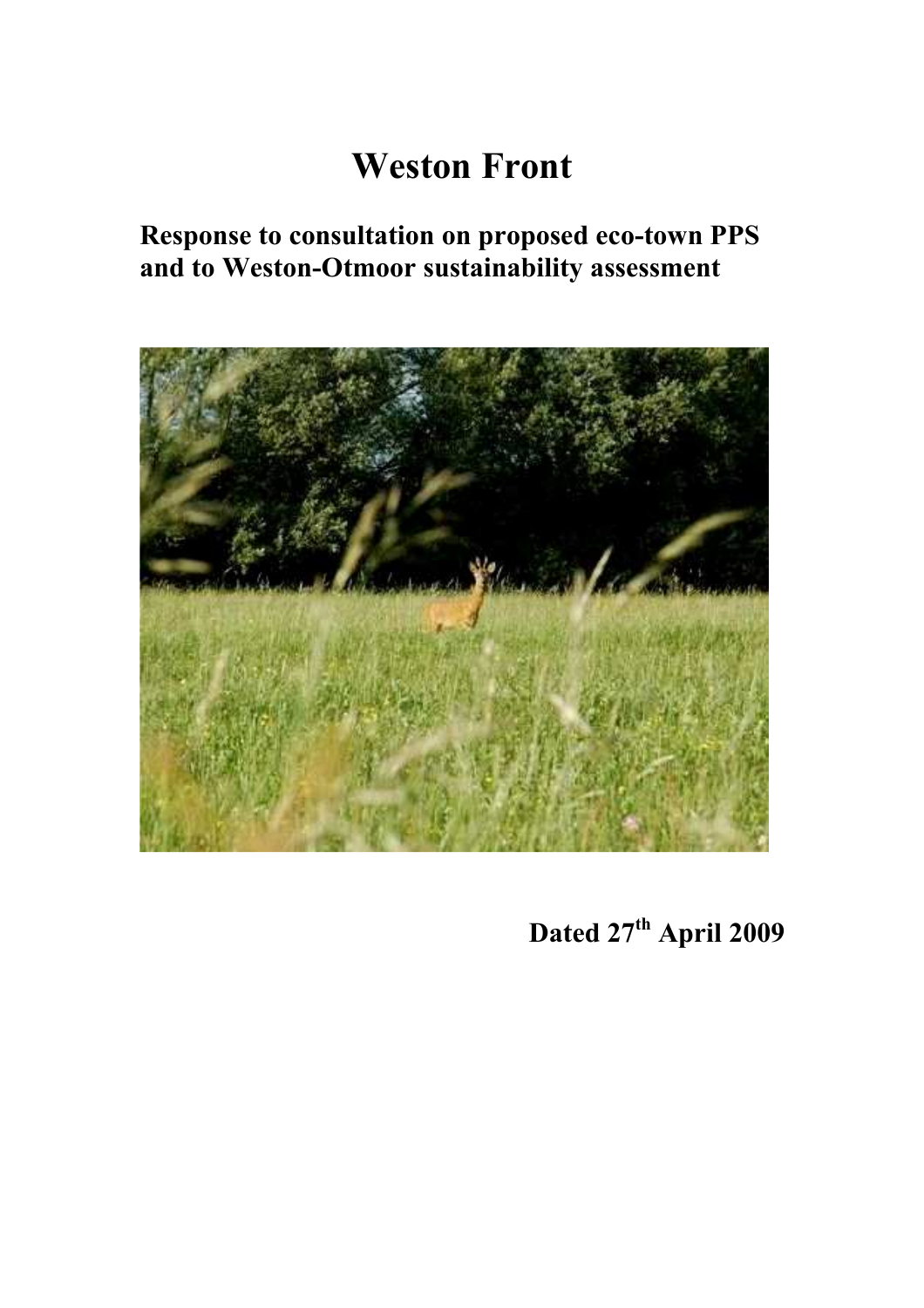# Weston Front

**Response to consultation on proposed eco-town PPS and to Weston-Otmoor sustainability assessment**

**Dated 27th April 2009**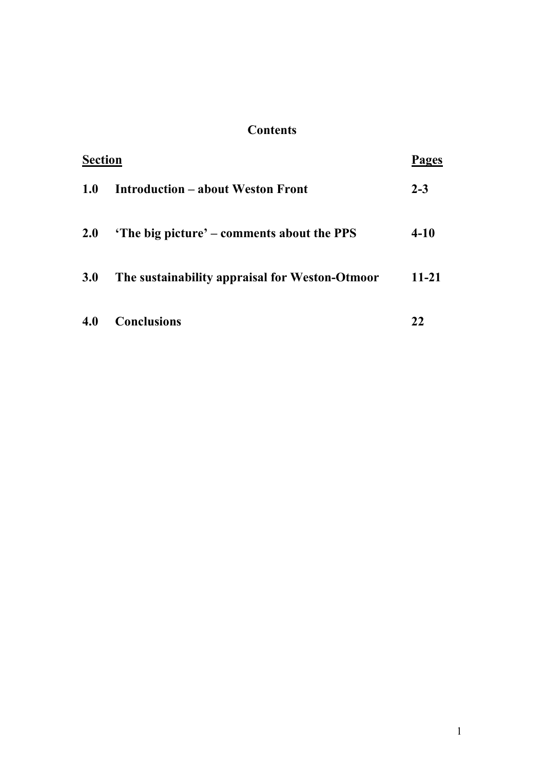## Contents

| Section | | Pages |
|---|---|---|
| **1.0** | **Introduction – about Weston Front** | **2-3** |
| **2.0** | **'The big picture' – comments about the PPS** | **4-10** |
| **3.0** | **The sustainability appraisal for Weston-Otmoor** | **11-21** |
| **4.0** | **Conclusions** | **22** |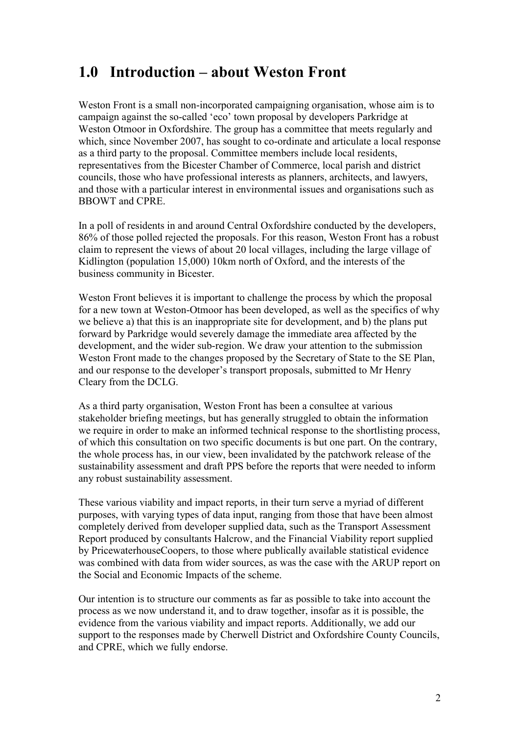## 1.0 Introduction – about Weston Front

Weston Front is a small non-incorporated campaigning organisation, whose aim is to campaign against the so-called 'eco' town proposal by developers Parkridge at Weston Otmoor in Oxfordshire. The group has a committee that meets regularly and which, since November 2007, has sought to co-ordinate and articulate a local response as a third party to the proposal. Committee members include local residents, representatives from the Bicester Chamber of Commerce, local parish and district councils, those who have professional interests as planners, architects, and lawyers, and those with a particular interest in environmental issues and organisations such as BBOWT and CPRE.

In a poll of residents in and around Central Oxfordshire conducted by the developers, 86% of those polled rejected the proposals. For this reason, Weston Front has a robust claim to represent the views of about 20 local villages, including the large village of Kidlington (population 15,000) 10km north of Oxford, and the interests of the business community in Bicester.

Weston Front believes it is important to challenge the process by which the proposal for a new town at Weston-Otmoor has been developed, as well as the specifics of why we believe a) that this is an inappropriate site for development, and b) the plans put forward by Parkridge would severely damage the immediate area affected by the development, and the wider sub-region. We draw your attention to the submission Weston Front made to the changes proposed by the Secretary of State to the SE Plan, and our response to the developer's transport proposals, submitted to Mr Henry Cleary from the DCLG.

As a third party organisation, Weston Front has been a consultee at various stakeholder briefing meetings, but has generally struggled to obtain the information we require in order to make an informed technical response to the shortlisting process, of which this consultation on two specific documents is but one part. On the contrary, the whole process has, in our view, been invalidated by the patchwork release of the sustainability assessment and draft PPS before the reports that were needed to inform any robust sustainability assessment.

These various viability and impact reports, in their turn serve a myriad of different purposes, with varying types of data input, ranging from those that have been almost completely derived from developer supplied data, such as the Transport Assessment Report produced by consultants Halcrow, and the Financial Viability report supplied by PricewaterhouseCoopers, to those where publically available statistical evidence was combined with data from wider sources, as was the case with the ARUP report on the Social and Economic Impacts of the scheme.

Our intention is to structure our comments as far as possible to take into account the process as we now understand it, and to draw together, insofar as it is possible, the evidence from the various viability and impact reports. Additionally, we add our support to the responses made by Cherwell District and Oxfordshire County Councils, and CPRE, which we fully endorse.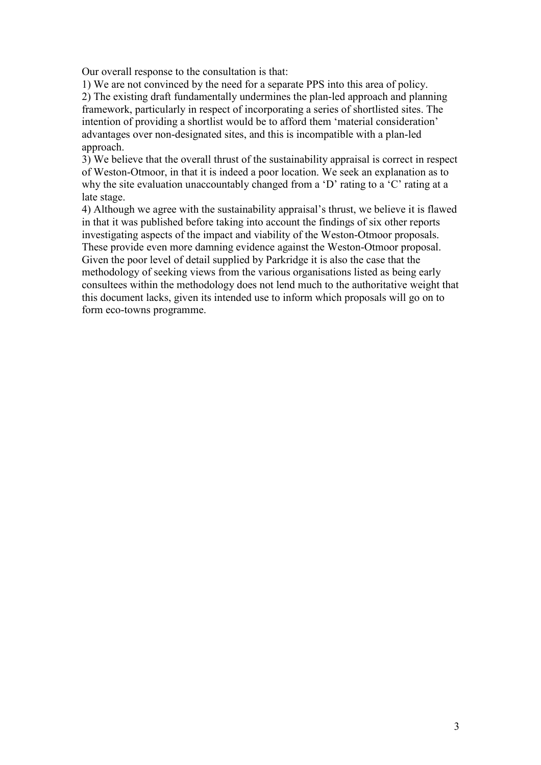Our overall response to the consultation is that:

1) We are not convinced by the need for a separate PPS into this area of policy.

2) The existing draft fundamentally undermines the plan-led approach and planning framework, particularly in respect of incorporating a series of shortlisted sites. The intention of providing a shortlist would be to afford them 'material consideration' advantages over non-designated sites, and this is incompatible with a plan-led approach.

3) We believe that the overall thrust of the sustainability appraisal is correct in respect of Weston-Otmoor, in that it is indeed a poor location. We seek an explanation as to why the site evaluation unaccountably changed from a 'D' rating to a 'C' rating at a late stage.

4) Although we agree with the sustainability appraisal's thrust, we believe it is flawed in that it was published before taking into account the findings of six other reports investigating aspects of the impact and viability of the Weston-Otmoor proposals. These provide even more damning evidence against the Weston-Otmoor proposal. Given the poor level of detail supplied by Parkridge it is also the case that the methodology of seeking views from the various organisations listed as being early consultees within the methodology does not lend much to the authoritative weight that this document lacks, given its intended use to inform which proposals will go on to form eco-towns programme.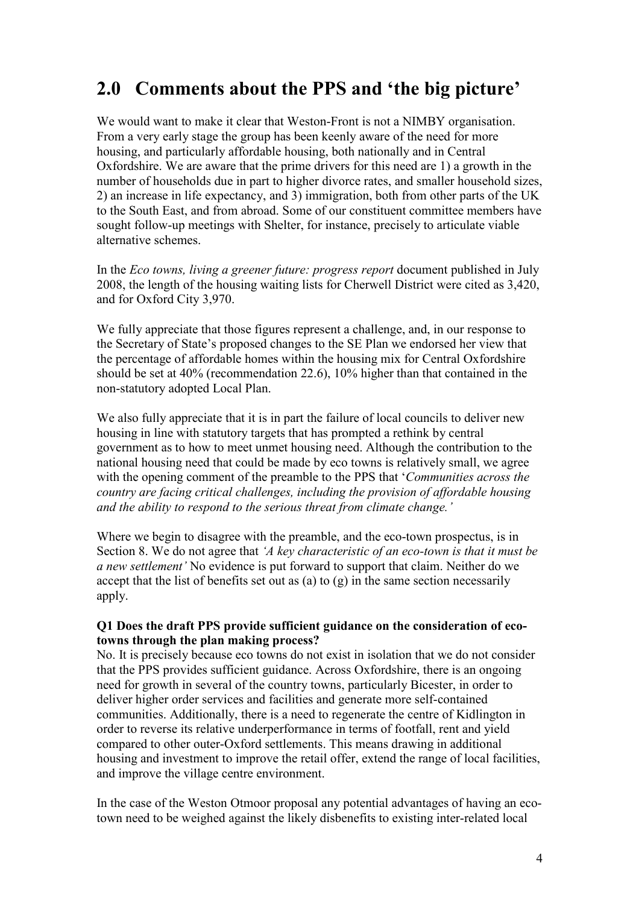## 2.0 Comments about the PPS and 'the big picture'

We would want to make it clear that Weston-Front is not a NIMBY organisation. From a very early stage the group has been keenly aware of the need for more housing, and particularly affordable housing, both nationally and in Central Oxfordshire. We are aware that the prime drivers for this need are 1) a growth in the number of households due in part to higher divorce rates, and smaller household sizes, 2) an increase in life expectancy, and 3) immigration, both from other parts of the UK to the South East, and from abroad. Some of our constituent committee members have sought follow-up meetings with Shelter, for instance, precisely to articulate viable alternative schemes.

In the *Eco towns, living a greener future: progress report* document published in July 2008, the length of the housing waiting lists for Cherwell District were cited as 3,420, and for Oxford City 3,970.

We fully appreciate that those figures represent a challenge, and, in our response to the Secretary of State's proposed changes to the SE Plan we endorsed her view that the percentage of affordable homes within the housing mix for Central Oxfordshire should be set at 40% (recommendation 22.6), 10% higher than that contained in the non-statutory adopted Local Plan.

We also fully appreciate that it is in part the failure of local councils to deliver new housing in line with statutory targets that has prompted a rethink by central government as to how to meet unmet housing need. Although the contribution to the national housing need that could be made by eco towns is relatively small, we agree with the opening comment of the preamble to the PPS that '*Communities across the country are facing critical challenges, including the provision of affordable housing and the ability to respond to the serious threat from climate change.*'

Where we begin to disagree with the preamble, and the eco-town prospectus, is in Section 8. We do not agree that *'A key characteristic of an eco-town is that it must be a new settlement'* No evidence is put forward to support that claim. Neither do we accept that the list of benefits set out as (a) to (g) in the same section necessarily apply.

**Q1 Does the draft PPS provide sufficient guidance on the consideration of eco-towns through the plan making process?**

No. It is precisely because eco towns do not exist in isolation that we do not consider that the PPS provides sufficient guidance. Across Oxfordshire, there is an ongoing need for growth in several of the country towns, particularly Bicester, in order to deliver higher order services and facilities and generate more self-contained communities. Additionally, there is a need to regenerate the centre of Kidlington in order to reverse its relative underperformance in terms of footfall, rent and yield compared to other outer-Oxford settlements. This means drawing in additional housing and investment to improve the retail offer, extend the range of local facilities, and improve the village centre environment.

In the case of the Weston Otmoor proposal any potential advantages of having an eco-town need to be weighed against the likely disbenefits to existing inter-related local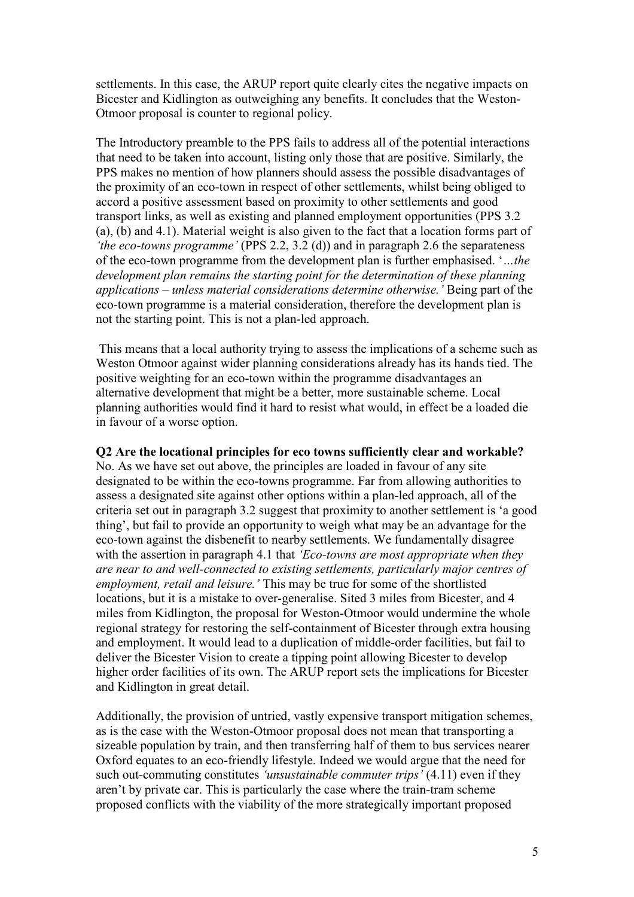settlements. In this case, the ARUP report quite clearly cites the negative impacts on Bicester and Kidlington as outweighing any benefits. It concludes that the Weston-Otmoor proposal is counter to regional policy.

The Introductory preamble to the PPS fails to address all of the potential interactions that need to be taken into account, listing only those that are positive. Similarly, the PPS makes no mention of how planners should assess the possible disadvantages of the proximity of an eco-town in respect of other settlements, whilst being obliged to accord a positive assessment based on proximity to other settlements and good transport links, as well as existing and planned employment opportunities (PPS 3.2 (a), (b) and 4.1). Material weight is also given to the fact that a location forms part of *'the eco-towns programme'* (PPS 2.2, 3.2 (d)) and in paragraph 2.6 the separateness of the eco-town programme from the development plan is further emphasised. '*…the development plan remains the starting point for the determination of these planning applications – unless material considerations determine otherwise.'* Being part of the eco-town programme is a material consideration, therefore the development plan is not the starting point. This is not a plan-led approach.

This means that a local authority trying to assess the implications of a scheme such as Weston Otmoor against wider planning considerations already has its hands tied. The positive weighting for an eco-town within the programme disadvantages an alternative development that might be a better, more sustainable scheme. Local planning authorities would find it hard to resist what would, in effect be a loaded die in favour of a worse option.

**Q2 Are the locational principles for eco towns sufficiently clear and workable?**
No. As we have set out above, the principles are loaded in favour of any site designated to be within the eco-towns programme. Far from allowing authorities to assess a designated site against other options within a plan-led approach, all of the criteria set out in paragraph 3.2 suggest that proximity to another settlement is 'a good thing', but fail to provide an opportunity to weigh what may be an advantage for the eco-town against the disbenefit to nearby settlements. We fundamentally disagree with the assertion in paragraph 4.1 that *'Eco-towns are most appropriate when they are near to and well-connected to existing settlements, particularly major centres of employment, retail and leisure.'* This may be true for some of the shortlisted locations, but it is a mistake to over-generalise. Sited 3 miles from Bicester, and 4 miles from Kidlington, the proposal for Weston-Otmoor would undermine the whole regional strategy for restoring the self-containment of Bicester through extra housing and employment. It would lead to a duplication of middle-order facilities, but fail to deliver the Bicester Vision to create a tipping point allowing Bicester to develop higher order facilities of its own. The ARUP report sets the implications for Bicester and Kidlington in great detail.

Additionally, the provision of untried, vastly expensive transport mitigation schemes, as is the case with the Weston-Otmoor proposal does not mean that transporting a sizeable population by train, and then transferring half of them to bus services nearer Oxford equates to an eco-friendly lifestyle. Indeed we would argue that the need for such out-commuting constitutes *'unsustainable commuter trips'* (4.11) even if they aren't by private car. This is particularly the case where the train-tram scheme proposed conflicts with the viability of the more strategically important proposed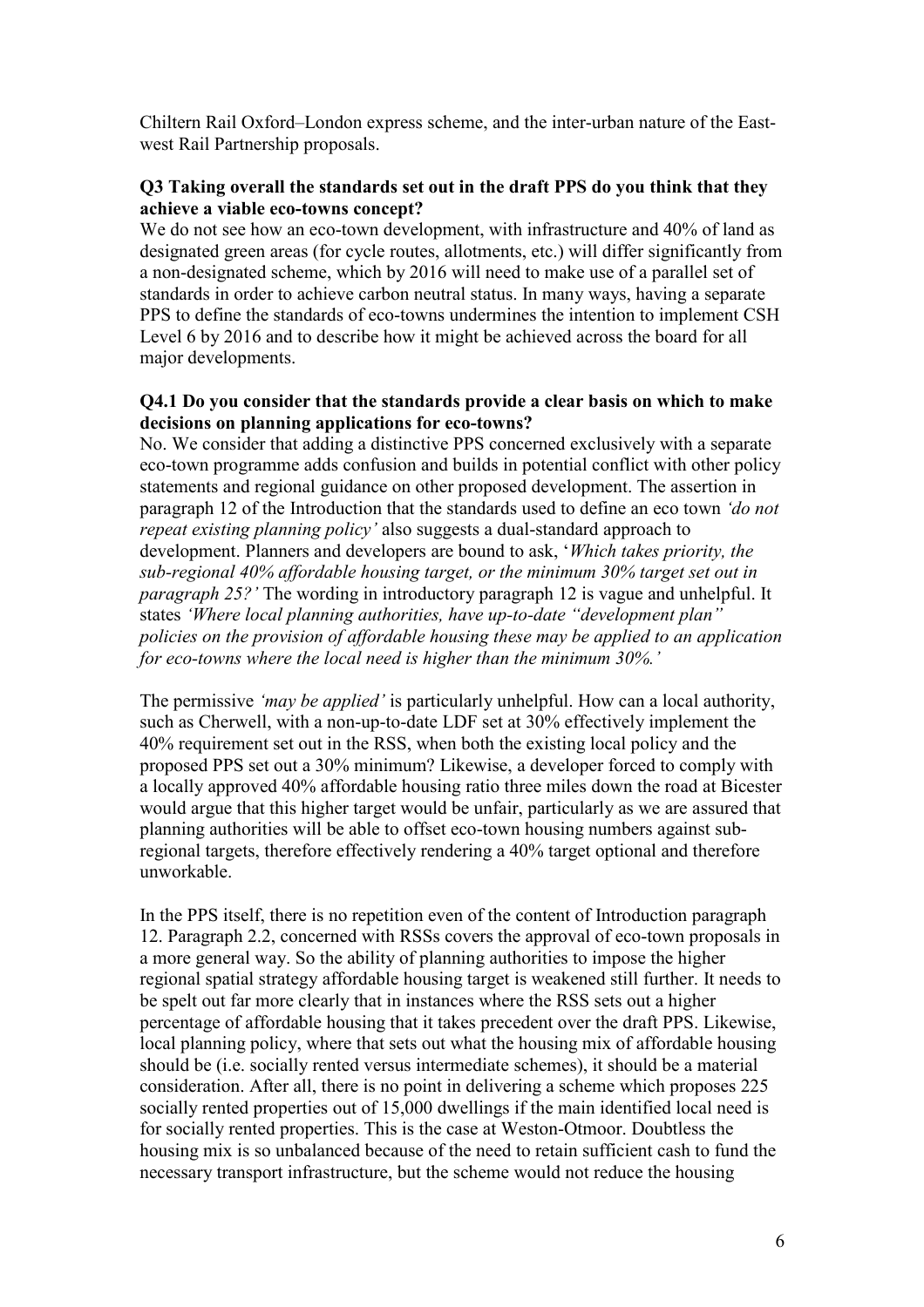Chiltern Rail Oxford–London express scheme, and the inter-urban nature of the East-west Rail Partnership proposals.

**Q3 Taking overall the standards set out in the draft PPS do you think that they achieve a viable eco-towns concept?**

We do not see how an eco-town development, with infrastructure and 40% of land as designated green areas (for cycle routes, allotments, etc.) will differ significantly from a non-designated scheme, which by 2016 will need to make use of a parallel set of standards in order to achieve carbon neutral status. In many ways, having a separate PPS to define the standards of eco-towns undermines the intention to implement CSH Level 6 by 2016 and to describe how it might be achieved across the board for all major developments.

**Q4.1 Do you consider that the standards provide a clear basis on which to make decisions on planning applications for eco-towns?**

No. We consider that adding a distinctive PPS concerned exclusively with a separate eco-town programme adds confusion and builds in potential conflict with other policy statements and regional guidance on other proposed development. The assertion in paragraph 12 of the Introduction that the standards used to define an eco town *'do not repeat existing planning policy'* also suggests a dual-standard approach to development. Planners and developers are bound to ask, '*Which takes priority, the sub-regional 40% affordable housing target, or the minimum 30% target set out in paragraph 25?'* The wording in introductory paragraph 12 is vague and unhelpful. It states *'Where local planning authorities, have up-to-date "development plan" policies on the provision of affordable housing these may be applied to an application for eco-towns where the local need is higher than the minimum 30%.'*

The permissive *'may be applied'* is particularly unhelpful. How can a local authority, such as Cherwell, with a non-up-to-date LDF set at 30% effectively implement the 40% requirement set out in the RSS, when both the existing local policy and the proposed PPS set out a 30% minimum? Likewise, a developer forced to comply with a locally approved 40% affordable housing ratio three miles down the road at Bicester would argue that this higher target would be unfair, particularly as we are assured that planning authorities will be able to offset eco-town housing numbers against sub-regional targets, therefore effectively rendering a 40% target optional and therefore unworkable.

In the PPS itself, there is no repetition even of the content of Introduction paragraph 12. Paragraph 2.2, concerned with RSSs covers the approval of eco-town proposals in a more general way. So the ability of planning authorities to impose the higher regional spatial strategy affordable housing target is weakened still further. It needs to be spelt out far more clearly that in instances where the RSS sets out a higher percentage of affordable housing that it takes precedent over the draft PPS. Likewise, local planning policy, where that sets out what the housing mix of affordable housing should be (i.e. socially rented versus intermediate schemes), it should be a material consideration. After all, there is no point in delivering a scheme which proposes 225 socially rented properties out of 15,000 dwellings if the main identified local need is for socially rented properties. This is the case at Weston-Otmoor. Doubtless the housing mix is so unbalanced because of the need to retain sufficient cash to fund the necessary transport infrastructure, but the scheme would not reduce the housing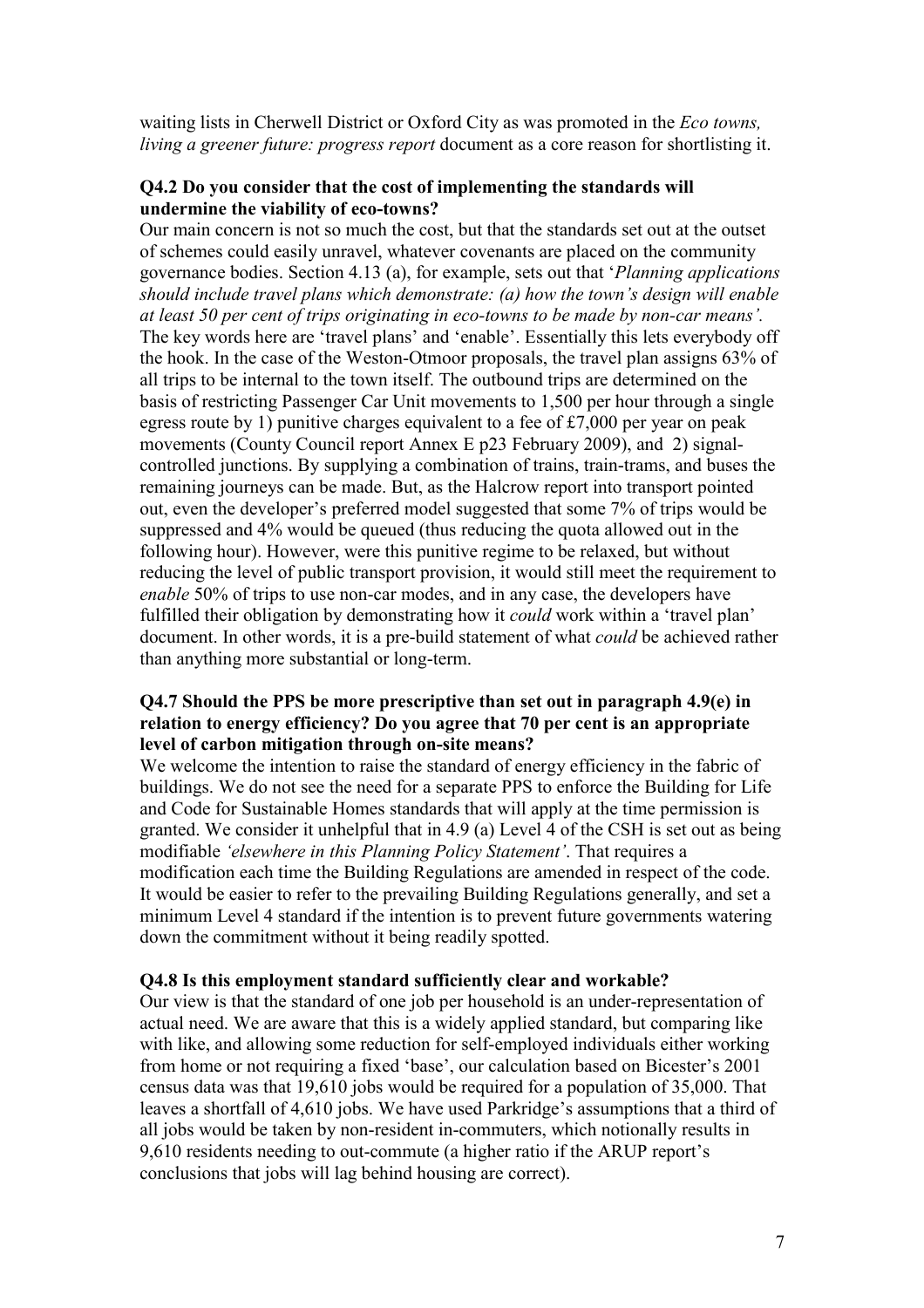waiting lists in Cherwell District or Oxford City as was promoted in the *Eco towns, living a greener future: progress report* document as a core reason for shortlisting it.

**Q4.2 Do you consider that the cost of implementing the standards will undermine the viability of eco-towns?**

Our main concern is not so much the cost, but that the standards set out at the outset of schemes could easily unravel, whatever covenants are placed on the community governance bodies. Section 4.13 (a), for example, sets out that '*Planning applications should include travel plans which demonstrate: (a) how the town's design will enable at least 50 per cent of trips originating in eco-towns to be made by non-car means'.* The key words here are 'travel plans' and 'enable'. Essentially this lets everybody off the hook. In the case of the Weston-Otmoor proposals, the travel plan assigns 63% of all trips to be internal to the town itself. The outbound trips are determined on the basis of restricting Passenger Car Unit movements to 1,500 per hour through a single egress route by 1) punitive charges equivalent to a fee of £7,000 per year on peak movements (County Council report Annex E p23 February 2009), and 2) signal-controlled junctions. By supplying a combination of trains, train-trams, and buses the remaining journeys can be made. But, as the Halcrow report into transport pointed out, even the developer's preferred model suggested that some 7% of trips would be suppressed and 4% would be queued (thus reducing the quota allowed out in the following hour). However, were this punitive regime to be relaxed, but without reducing the level of public transport provision, it would still meet the requirement to *enable* 50% of trips to use non-car modes, and in any case, the developers have fulfilled their obligation by demonstrating how it *could* work within a 'travel plan' document. In other words, it is a pre-build statement of what *could* be achieved rather than anything more substantial or long-term.

**Q4.7 Should the PPS be more prescriptive than set out in paragraph 4.9(e) in relation to energy efficiency? Do you agree that 70 per cent is an appropriate level of carbon mitigation through on-site means?**

We welcome the intention to raise the standard of energy efficiency in the fabric of buildings. We do not see the need for a separate PPS to enforce the Building for Life and Code for Sustainable Homes standards that will apply at the time permission is granted. We consider it unhelpful that in 4.9 (a) Level 4 of the CSH is set out as being modifiable *'elsewhere in this Planning Policy Statement'*. That requires a modification each time the Building Regulations are amended in respect of the code. It would be easier to refer to the prevailing Building Regulations generally, and set a minimum Level 4 standard if the intention is to prevent future governments watering down the commitment without it being readily spotted.

**Q4.8 Is this employment standard sufficiently clear and workable?**

Our view is that the standard of one job per household is an under-representation of actual need. We are aware that this is a widely applied standard, but comparing like with like, and allowing some reduction for self-employed individuals either working from home or not requiring a fixed 'base', our calculation based on Bicester's 2001 census data was that 19,610 jobs would be required for a population of 35,000. That leaves a shortfall of 4,610 jobs. We have used Parkridge's assumptions that a third of all jobs would be taken by non-resident in-commuters, which notionally results in 9,610 residents needing to out-commute (a higher ratio if the ARUP report's conclusions that jobs will lag behind housing are correct).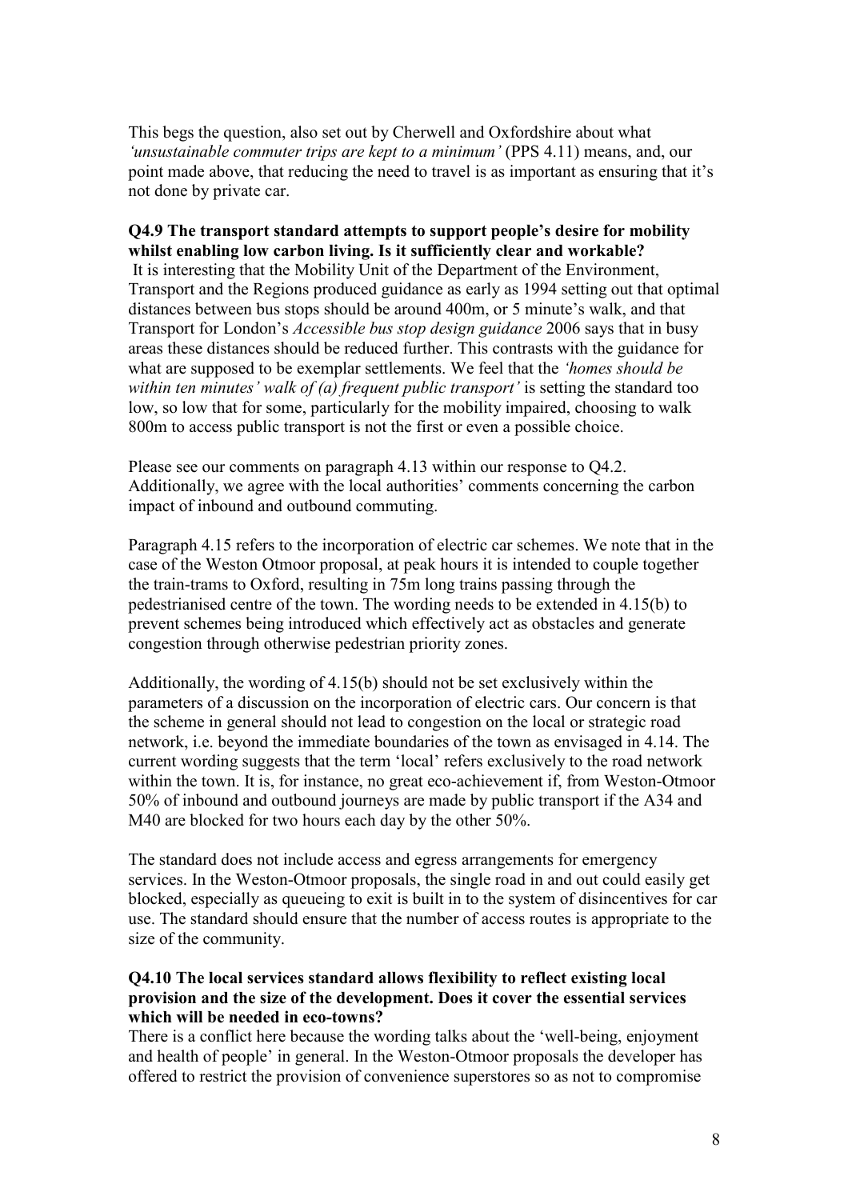This begs the question, also set out by Cherwell and Oxfordshire about what *'unsustainable commuter trips are kept to a minimum'* (PPS 4.11) means, and, our point made above, that reducing the need to travel is as important as ensuring that it's not done by private car.

**Q4.9 The transport standard attempts to support people's desire for mobility whilst enabling low carbon living. Is it sufficiently clear and workable?**

It is interesting that the Mobility Unit of the Department of the Environment, Transport and the Regions produced guidance as early as 1994 setting out that optimal distances between bus stops should be around 400m, or 5 minute's walk, and that Transport for London's *Accessible bus stop design guidance* 2006 says that in busy areas these distances should be reduced further. This contrasts with the guidance for what are supposed to be exemplar settlements. We feel that the *'homes should be within ten minutes' walk of (a) frequent public transport'* is setting the standard too low, so low that for some, particularly for the mobility impaired, choosing to walk 800m to access public transport is not the first or even a possible choice.

Please see our comments on paragraph 4.13 within our response to Q4.2. Additionally, we agree with the local authorities' comments concerning the carbon impact of inbound and outbound commuting.

Paragraph 4.15 refers to the incorporation of electric car schemes. We note that in the case of the Weston Otmoor proposal, at peak hours it is intended to couple together the train-trams to Oxford, resulting in 75m long trains passing through the pedestrianised centre of the town. The wording needs to be extended in 4.15(b) to prevent schemes being introduced which effectively act as obstacles and generate congestion through otherwise pedestrian priority zones.

Additionally, the wording of 4.15(b) should not be set exclusively within the parameters of a discussion on the incorporation of electric cars. Our concern is that the scheme in general should not lead to congestion on the local or strategic road network, i.e. beyond the immediate boundaries of the town as envisaged in 4.14. The current wording suggests that the term 'local' refers exclusively to the road network within the town. It is, for instance, no great eco-achievement if, from Weston-Otmoor 50% of inbound and outbound journeys are made by public transport if the A34 and M40 are blocked for two hours each day by the other 50%.

The standard does not include access and egress arrangements for emergency services. In the Weston-Otmoor proposals, the single road in and out could easily get blocked, especially as queueing to exit is built in to the system of disincentives for car use. The standard should ensure that the number of access routes is appropriate to the size of the community.

**Q4.10 The local services standard allows flexibility to reflect existing local provision and the size of the development. Does it cover the essential services which will be needed in eco-towns?**

There is a conflict here because the wording talks about the 'well-being, enjoyment and health of people' in general. In the Weston-Otmoor proposals the developer has offered to restrict the provision of convenience superstores so as not to compromise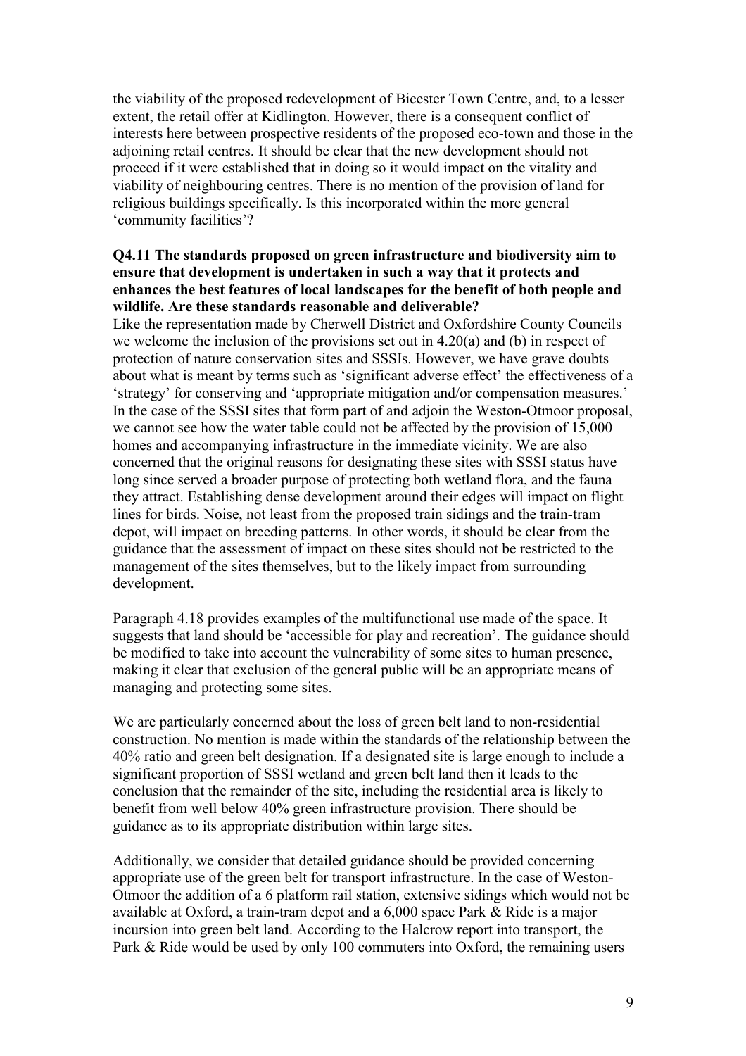the viability of the proposed redevelopment of Bicester Town Centre, and, to a lesser extent, the retail offer at Kidlington. However, there is a consequent conflict of interests here between prospective residents of the proposed eco-town and those in the adjoining retail centres. It should be clear that the new development should not proceed if it were established that in doing so it would impact on the vitality and viability of neighbouring centres. There is no mention of the provision of land for religious buildings specifically. Is this incorporated within the more general 'community facilities'?

**Q4.11 The standards proposed on green infrastructure and biodiversity aim to ensure that development is undertaken in such a way that it protects and enhances the best features of local landscapes for the benefit of both people and wildlife. Are these standards reasonable and deliverable?**

Like the representation made by Cherwell District and Oxfordshire County Councils we welcome the inclusion of the provisions set out in 4.20(a) and (b) in respect of protection of nature conservation sites and SSSIs. However, we have grave doubts about what is meant by terms such as 'significant adverse effect' the effectiveness of a 'strategy' for conserving and 'appropriate mitigation and/or compensation measures.' In the case of the SSSI sites that form part of and adjoin the Weston-Otmoor proposal, we cannot see how the water table could not be affected by the provision of 15,000 homes and accompanying infrastructure in the immediate vicinity. We are also concerned that the original reasons for designating these sites with SSSI status have long since served a broader purpose of protecting both wetland flora, and the fauna they attract. Establishing dense development around their edges will impact on flight lines for birds. Noise, not least from the proposed train sidings and the train-tram depot, will impact on breeding patterns. In other words, it should be clear from the guidance that the assessment of impact on these sites should not be restricted to the management of the sites themselves, but to the likely impact from surrounding development.

Paragraph 4.18 provides examples of the multifunctional use made of the space. It suggests that land should be 'accessible for play and recreation'. The guidance should be modified to take into account the vulnerability of some sites to human presence, making it clear that exclusion of the general public will be an appropriate means of managing and protecting some sites.

We are particularly concerned about the loss of green belt land to non-residential construction. No mention is made within the standards of the relationship between the 40% ratio and green belt designation. If a designated site is large enough to include a significant proportion of SSSI wetland and green belt land then it leads to the conclusion that the remainder of the site, including the residential area is likely to benefit from well below 40% green infrastructure provision. There should be guidance as to its appropriate distribution within large sites.

Additionally, we consider that detailed guidance should be provided concerning appropriate use of the green belt for transport infrastructure. In the case of Weston-Otmoor the addition of a 6 platform rail station, extensive sidings which would not be available at Oxford, a train-tram depot and a 6,000 space Park & Ride is a major incursion into green belt land. According to the Halcrow report into transport, the Park & Ride would be used by only 100 commuters into Oxford, the remaining users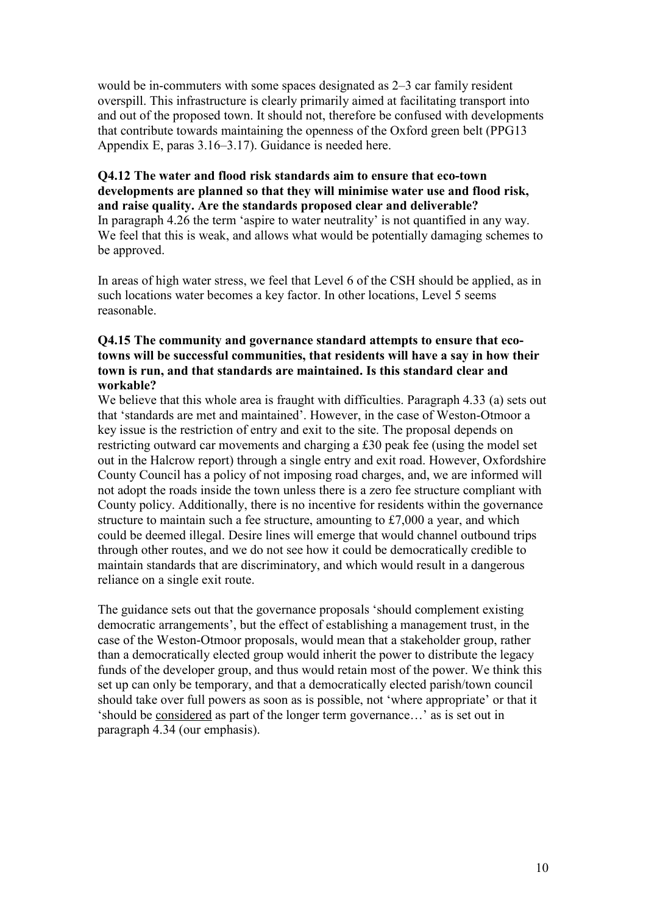would be in-commuters with some spaces designated as 2–3 car family resident overspill. This infrastructure is clearly primarily aimed at facilitating transport into and out of the proposed town. It should not, therefore be confused with developments that contribute towards maintaining the openness of the Oxford green belt (PPG13 Appendix E, paras 3.16–3.17). Guidance is needed here.

**Q4.12 The water and flood risk standards aim to ensure that eco-town developments are planned so that they will minimise water use and flood risk, and raise quality. Are the standards proposed clear and deliverable?**
In paragraph 4.26 the term 'aspire to water neutrality' is not quantified in any way. We feel that this is weak, and allows what would be potentially damaging schemes to be approved.

In areas of high water stress, we feel that Level 6 of the CSH should be applied, as in such locations water becomes a key factor. In other locations, Level 5 seems reasonable.

**Q4.15 The community and governance standard attempts to ensure that eco-towns will be successful communities, that residents will have a say in how their town is run, and that standards are maintained. Is this standard clear and workable?**
We believe that this whole area is fraught with difficulties. Paragraph 4.33 (a) sets out that 'standards are met and maintained'. However, in the case of Weston-Otmoor a key issue is the restriction of entry and exit to the site. The proposal depends on restricting outward car movements and charging a £30 peak fee (using the model set out in the Halcrow report) through a single entry and exit road. However, Oxfordshire County Council has a policy of not imposing road charges, and, we are informed will not adopt the roads inside the town unless there is a zero fee structure compliant with County policy. Additionally, there is no incentive for residents within the governance structure to maintain such a fee structure, amounting to £7,000 a year, and which could be deemed illegal. Desire lines will emerge that would channel outbound trips through other routes, and we do not see how it could be democratically credible to maintain standards that are discriminatory, and which would result in a dangerous reliance on a single exit route.

The guidance sets out that the governance proposals 'should complement existing democratic arrangements', but the effect of establishing a management trust, in the case of the Weston-Otmoor proposals, would mean that a stakeholder group, rather than a democratically elected group would inherit the power to distribute the legacy funds of the developer group, and thus would retain most of the power. We think this set up can only be temporary, and that a democratically elected parish/town council should take over full powers as soon as is possible, not 'where appropriate' or that it 'should be <u>considered</u> as part of the longer term governance…' as is set out in paragraph 4.34 (our emphasis).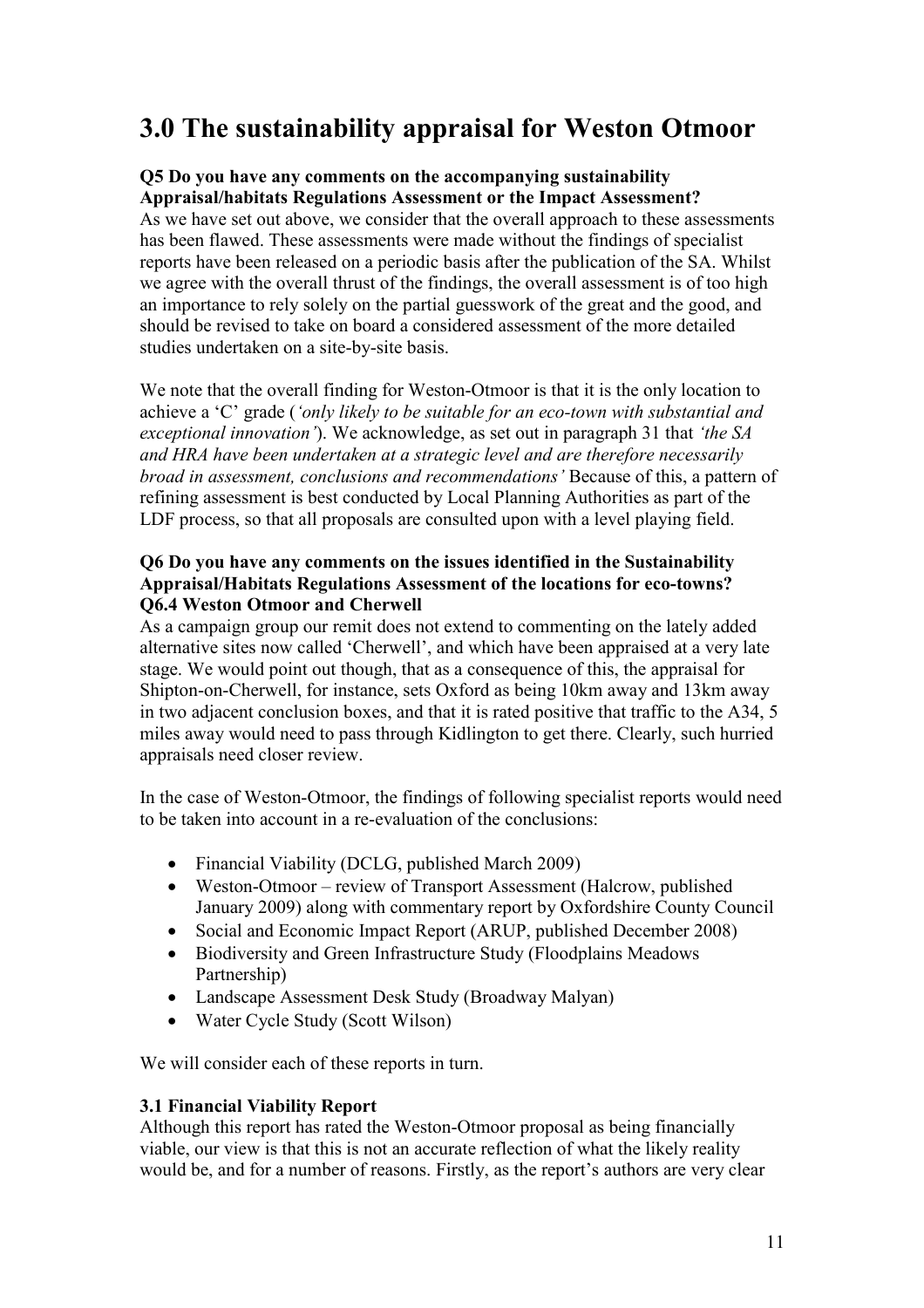# 3.0 The sustainability appraisal for Weston Otmoor

**Q5 Do you have any comments on the accompanying sustainability Appraisal/habitats Regulations Assessment or the Impact Assessment?**

As we have set out above, we consider that the overall approach to these assessments has been flawed. These assessments were made without the findings of specialist reports have been released on a periodic basis after the publication of the SA. Whilst we agree with the overall thrust of the findings, the overall assessment is of too high an importance to rely solely on the partial guesswork of the great and the good, and should be revised to take on board a considered assessment of the more detailed studies undertaken on a site-by-site basis.

We note that the overall finding for Weston-Otmoor is that it is the only location to achieve a 'C' grade (*'only likely to be suitable for an eco-town with substantial and exceptional innovation'*). We acknowledge, as set out in paragraph 31 that *'the SA and HRA have been undertaken at a strategic level and are therefore necessarily broad in assessment, conclusions and recommendations'* Because of this, a pattern of refining assessment is best conducted by Local Planning Authorities as part of the LDF process, so that all proposals are consulted upon with a level playing field.

**Q6 Do you have any comments on the issues identified in the Sustainability Appraisal/Habitats Regulations Assessment of the locations for eco-towns?**
**Q6.4 Weston Otmoor and Cherwell**

As a campaign group our remit does not extend to commenting on the lately added alternative sites now called 'Cherwell', and which have been appraised at a very late stage. We would point out though, that as a consequence of this, the appraisal for Shipton-on-Cherwell, for instance, sets Oxford as being 10km away and 13km away in two adjacent conclusion boxes, and that it is rated positive that traffic to the A34, 5 miles away would need to pass through Kidlington to get there. Clearly, such hurried appraisals need closer review.

In the case of Weston-Otmoor, the findings of following specialist reports would need to be taken into account in a re-evaluation of the conclusions:

- Financial Viability (DCLG, published March 2009)
- Weston-Otmoor – review of Transport Assessment (Halcrow, published January 2009) along with commentary report by Oxfordshire County Council
- Social and Economic Impact Report (ARUP, published December 2008)
- Biodiversity and Green Infrastructure Study (Floodplains Meadows Partnership)
- Landscape Assessment Desk Study (Broadway Malyan)
- Water Cycle Study (Scott Wilson)

We will consider each of these reports in turn.

### 3.1 Financial Viability Report

Although this report has rated the Weston-Otmoor proposal as being financially viable, our view is that this is not an accurate reflection of what the likely reality would be, and for a number of reasons. Firstly, as the report's authors are very clear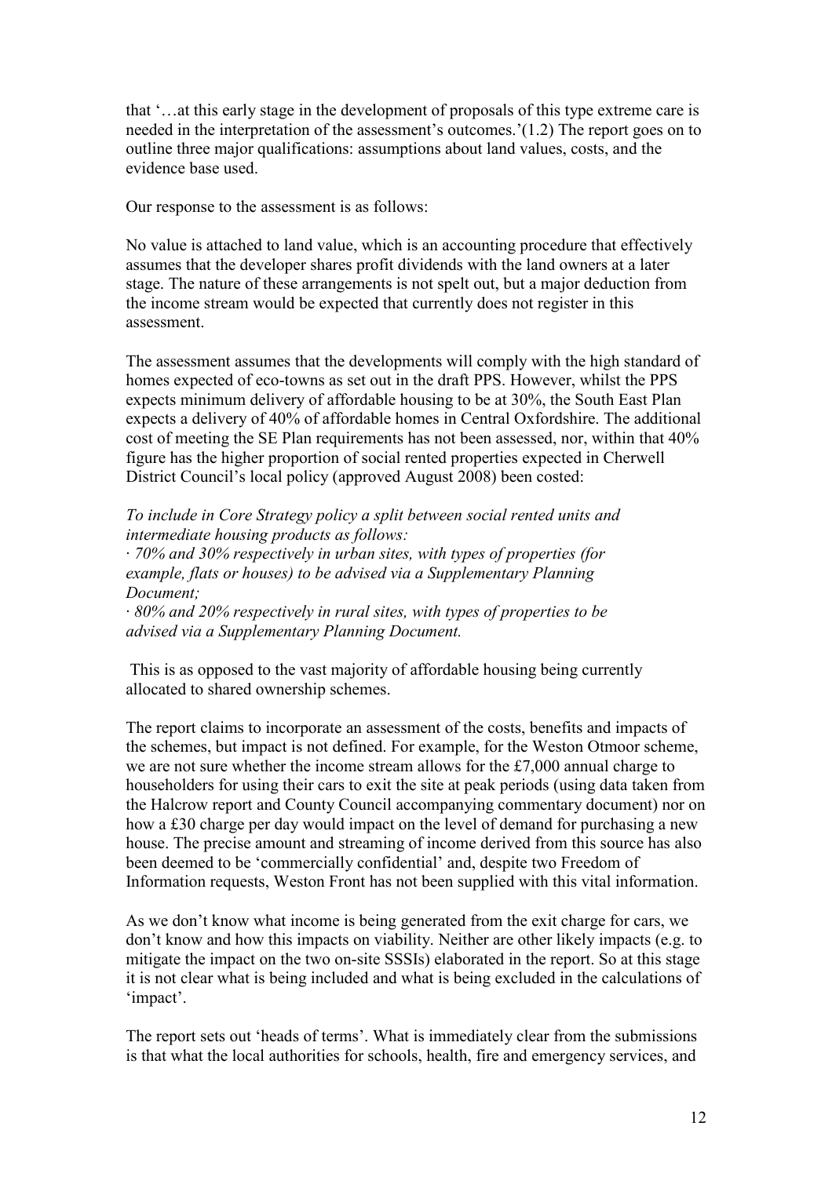that '…at this early stage in the development of proposals of this type extreme care is needed in the interpretation of the assessment's outcomes.'(1.2) The report goes on to outline three major qualifications: assumptions about land values, costs, and the evidence base used.

Our response to the assessment is as follows:

No value is attached to land value, which is an accounting procedure that effectively assumes that the developer shares profit dividends with the land owners at a later stage. The nature of these arrangements is not spelt out, but a major deduction from the income stream would be expected that currently does not register in this assessment.

The assessment assumes that the developments will comply with the high standard of homes expected of eco-towns as set out in the draft PPS. However, whilst the PPS expects minimum delivery of affordable housing to be at 30%, the South East Plan expects a delivery of 40% of affordable homes in Central Oxfordshire. The additional cost of meeting the SE Plan requirements has not been assessed, nor, within that 40% figure has the higher proportion of social rented properties expected in Cherwell District Council's local policy (approved August 2008) been costed:

*To include in Core Strategy policy a split between social rented units and intermediate housing products as follows:*

- *70% and 30% respectively in urban sites, with types of properties (for example, flats or houses) to be advised via a Supplementary Planning Document;*
- *80% and 20% respectively in rural sites, with types of properties to be advised via a Supplementary Planning Document.*

This is as opposed to the vast majority of affordable housing being currently allocated to shared ownership schemes.

The report claims to incorporate an assessment of the costs, benefits and impacts of the schemes, but impact is not defined. For example, for the Weston Otmoor scheme, we are not sure whether the income stream allows for the £7,000 annual charge to householders for using their cars to exit the site at peak periods (using data taken from the Halcrow report and County Council accompanying commentary document) nor on how a £30 charge per day would impact on the level of demand for purchasing a new house. The precise amount and streaming of income derived from this source has also been deemed to be 'commercially confidential' and, despite two Freedom of Information requests, Weston Front has not been supplied with this vital information.

As we don't know what income is being generated from the exit charge for cars, we don't know and how this impacts on viability. Neither are other likely impacts (e.g. to mitigate the impact on the two on-site SSSIs) elaborated in the report. So at this stage it is not clear what is being included and what is being excluded in the calculations of 'impact'.

The report sets out 'heads of terms'. What is immediately clear from the submissions is that what the local authorities for schools, health, fire and emergency services, and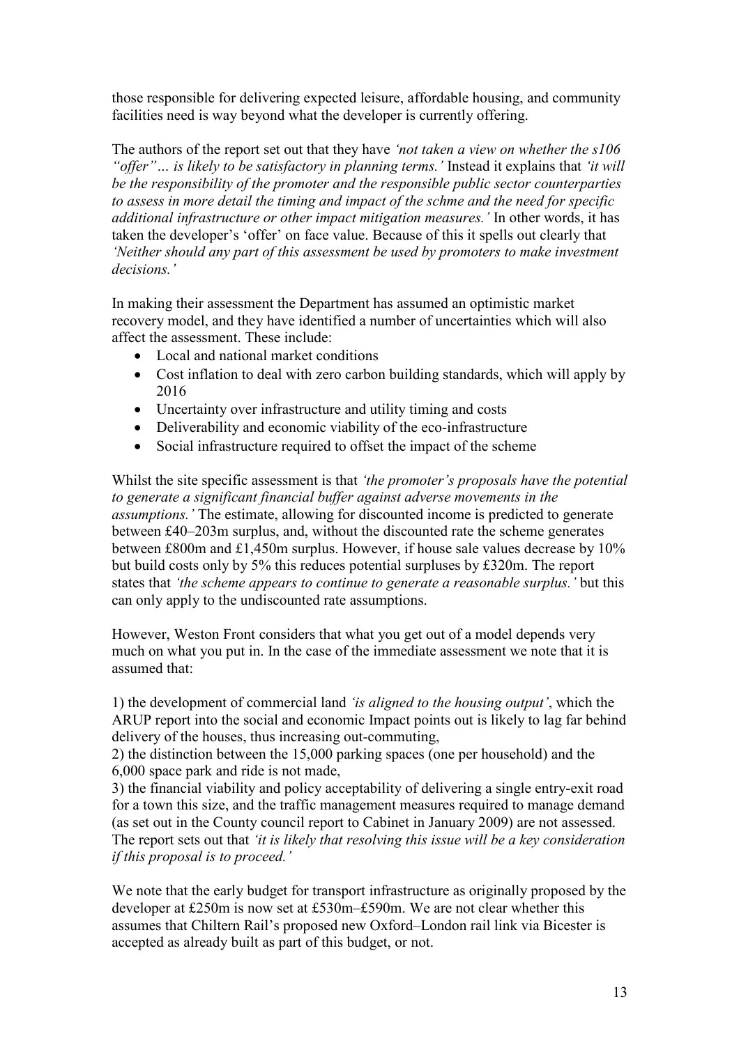those responsible for delivering expected leisure, affordable housing, and community facilities need is way beyond what the developer is currently offering.

The authors of the report set out that they have *'not taken a view on whether the s106 "offer"… is likely to be satisfactory in planning terms.'* Instead it explains that *'it will be the responsibility of the promoter and the responsible public sector counterparties to assess in more detail the timing and impact of the schme and the need for specific additional infrastructure or other impact mitigation measures.'* In other words, it has taken the developer's 'offer' on face value. Because of this it spells out clearly that *'Neither should any part of this assessment be used by promoters to make investment decisions.'*

In making their assessment the Department has assumed an optimistic market recovery model, and they have identified a number of uncertainties which will also affect the assessment. These include:

- Local and national market conditions
- Cost inflation to deal with zero carbon building standards, which will apply by 2016
- Uncertainty over infrastructure and utility timing and costs
- Deliverability and economic viability of the eco-infrastructure
- Social infrastructure required to offset the impact of the scheme

Whilst the site specific assessment is that *'the promoter's proposals have the potential to generate a significant financial buffer against adverse movements in the assumptions.'* The estimate, allowing for discounted income is predicted to generate between £40–203m surplus, and, without the discounted rate the scheme generates between £800m and £1,450m surplus. However, if house sale values decrease by 10% but build costs only by 5% this reduces potential surpluses by £320m. The report states that *'the scheme appears to continue to generate a reasonable surplus.'* but this can only apply to the undiscounted rate assumptions.

However, Weston Front considers that what you get out of a model depends very much on what you put in. In the case of the immediate assessment we note that it is assumed that:

1) the development of commercial land *'is aligned to the housing output'*, which the ARUP report into the social and economic Impact points out is likely to lag far behind delivery of the houses, thus increasing out-commuting,
2) the distinction between the 15,000 parking spaces (one per household) and the 6,000 space park and ride is not made,
3) the financial viability and policy acceptability of delivering a single entry-exit road for a town this size, and the traffic management measures required to manage demand (as set out in the County council report to Cabinet in January 2009) are not assessed. The report sets out that *'it is likely that resolving this issue will be a key consideration if this proposal is to proceed.'*

We note that the early budget for transport infrastructure as originally proposed by the developer at £250m is now set at £530m–£590m. We are not clear whether this assumes that Chiltern Rail's proposed new Oxford–London rail link via Bicester is accepted as already built as part of this budget, or not.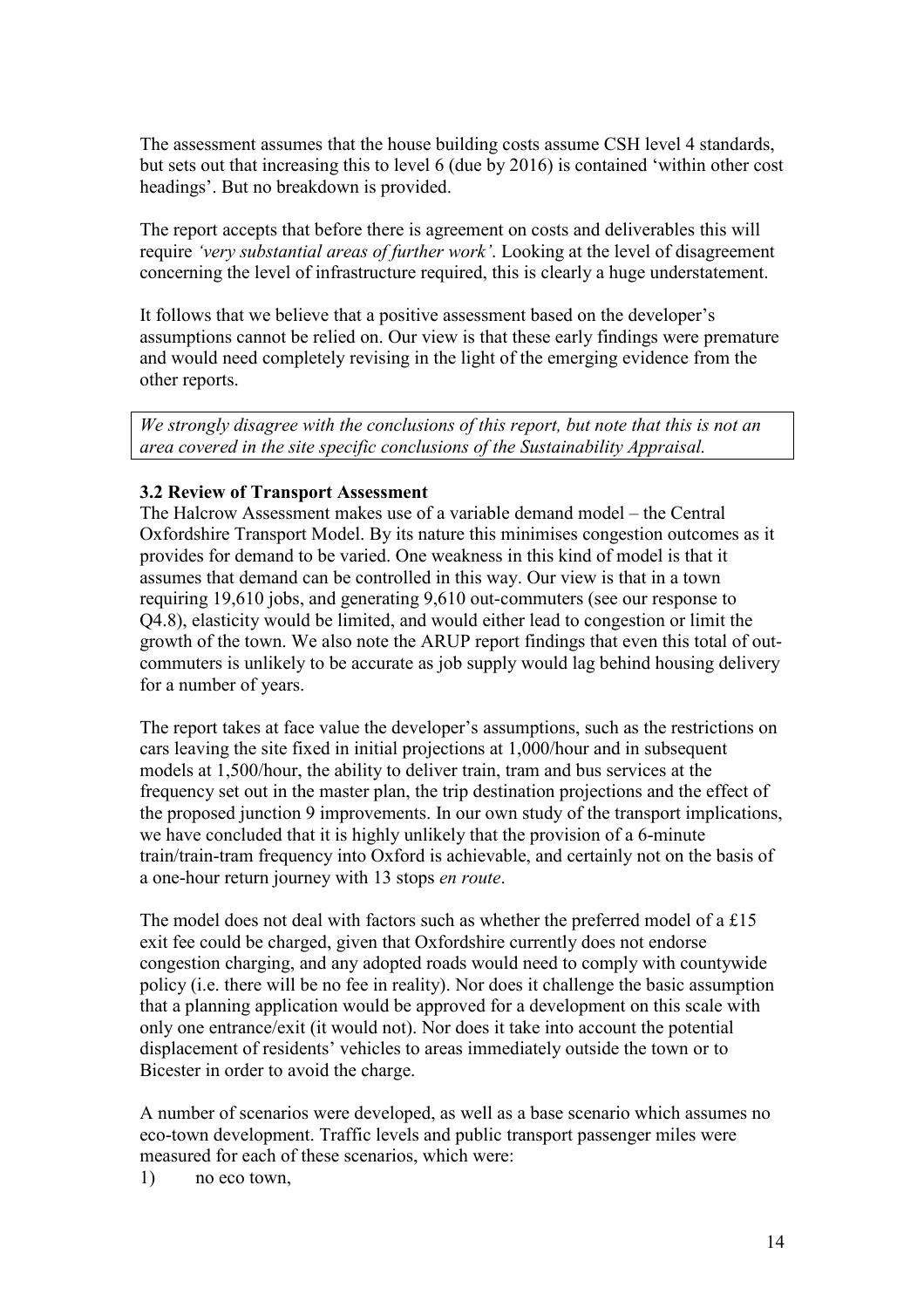The assessment assumes that the house building costs assume CSH level 4 standards, but sets out that increasing this to level 6 (due by 2016) is contained 'within other cost headings'. But no breakdown is provided.

The report accepts that before there is agreement on costs and deliverables this will require *'very substantial areas of further work'*. Looking at the level of disagreement concerning the level of infrastructure required, this is clearly a huge understatement.

It follows that we believe that a positive assessment based on the developer's assumptions cannot be relied on. Our view is that these early findings were premature and would need completely revising in the light of the emerging evidence from the other reports.

*We strongly disagree with the conclusions of this report, but note that this is not an area covered in the site specific conclusions of the Sustainability Appraisal.*

**3.2 Review of Transport Assessment**

The Halcrow Assessment makes use of a variable demand model – the Central Oxfordshire Transport Model. By its nature this minimises congestion outcomes as it provides for demand to be varied. One weakness in this kind of model is that it assumes that demand can be controlled in this way. Our view is that in a town requiring 19,610 jobs, and generating 9,610 out-commuters (see our response to Q4.8), elasticity would be limited, and would either lead to congestion or limit the growth of the town. We also note the ARUP report findings that even this total of out-commuters is unlikely to be accurate as job supply would lag behind housing delivery for a number of years.

The report takes at face value the developer's assumptions, such as the restrictions on cars leaving the site fixed in initial projections at 1,000/hour and in subsequent models at 1,500/hour, the ability to deliver train, tram and bus services at the frequency set out in the master plan, the trip destination projections and the effect of the proposed junction 9 improvements. In our own study of the transport implications, we have concluded that it is highly unlikely that the provision of a 6-minute train/train-tram frequency into Oxford is achievable, and certainly not on the basis of a one-hour return journey with 13 stops *en route*.

The model does not deal with factors such as whether the preferred model of a £15 exit fee could be charged, given that Oxfordshire currently does not endorse congestion charging, and any adopted roads would need to comply with countywide policy (i.e. there will be no fee in reality). Nor does it challenge the basic assumption that a planning application would be approved for a development on this scale with only one entrance/exit (it would not). Nor does it take into account the potential displacement of residents' vehicles to areas immediately outside the town or to Bicester in order to avoid the charge.

A number of scenarios were developed, as well as a base scenario which assumes no eco-town development. Traffic levels and public transport passenger miles were measured for each of these scenarios, which were:

1) no eco town,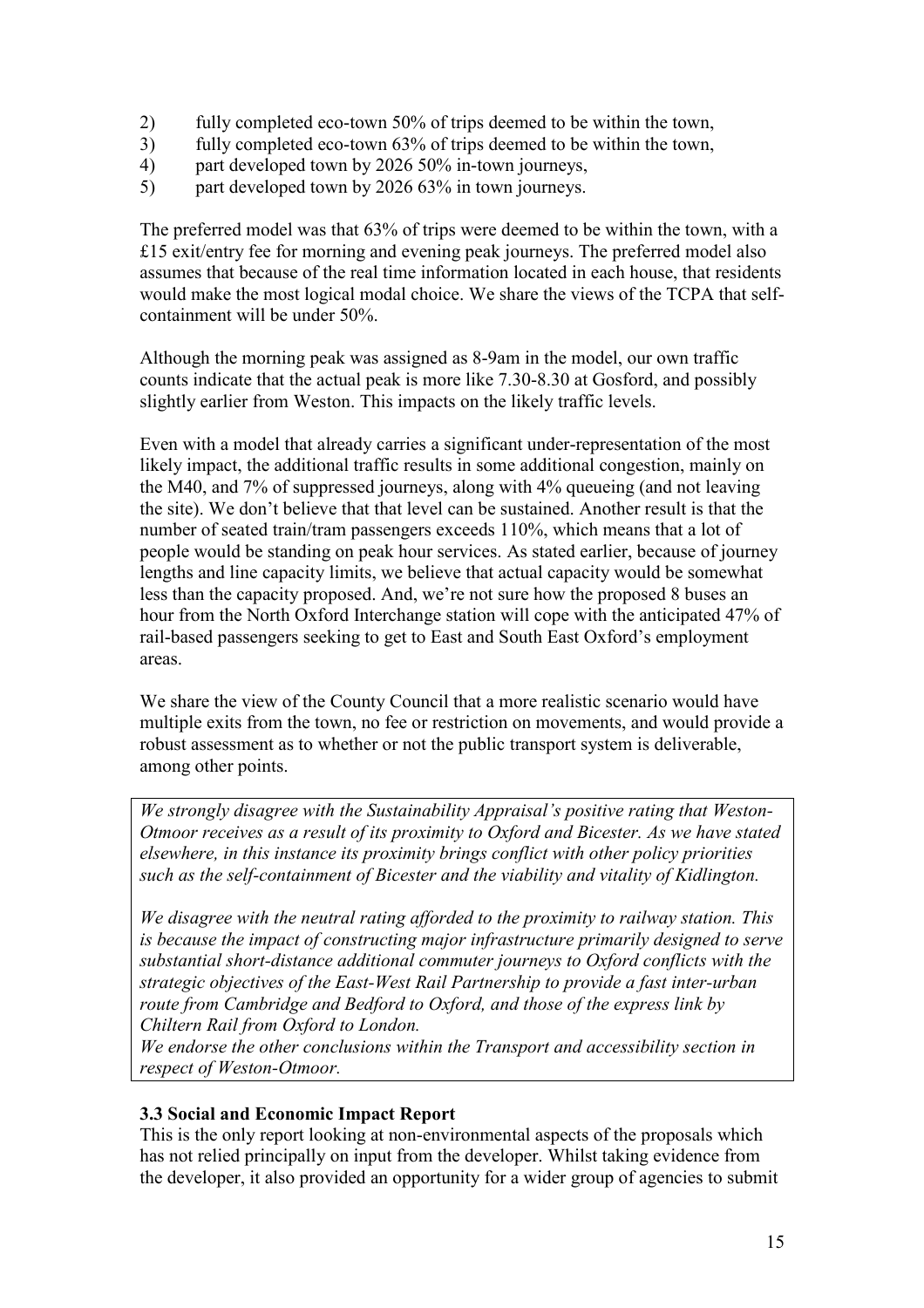2) fully completed eco-town 50% of trips deemed to be within the town,
3) fully completed eco-town 63% of trips deemed to be within the town,
4) part developed town by 2026 50% in-town journeys,
5) part developed town by 2026 63% in town journeys.

The preferred model was that 63% of trips were deemed to be within the town, with a £15 exit/entry fee for morning and evening peak journeys. The preferred model also assumes that because of the real time information located in each house, that residents would make the most logical modal choice. We share the views of the TCPA that self-containment will be under 50%.

Although the morning peak was assigned as 8-9am in the model, our own traffic counts indicate that the actual peak is more like 7.30-8.30 at Gosford, and possibly slightly earlier from Weston. This impacts on the likely traffic levels.

Even with a model that already carries a significant under-representation of the most likely impact, the additional traffic results in some additional congestion, mainly on the M40, and 7% of suppressed journeys, along with 4% queueing (and not leaving the site). We don't believe that that level can be sustained. Another result is that the number of seated train/tram passengers exceeds 110%, which means that a lot of people would be standing on peak hour services. As stated earlier, because of journey lengths and line capacity limits, we believe that actual capacity would be somewhat less than the capacity proposed. And, we're not sure how the proposed 8 buses an hour from the North Oxford Interchange station will cope with the anticipated 47% of rail-based passengers seeking to get to East and South East Oxford's employment areas.

We share the view of the County Council that a more realistic scenario would have multiple exits from the town, no fee or restriction on movements, and would provide a robust assessment as to whether or not the public transport system is deliverable, among other points.

*We strongly disagree with the Sustainability Appraisal's positive rating that Weston-Otmoor receives as a result of its proximity to Oxford and Bicester. As we have stated elsewhere, in this instance its proximity brings conflict with other policy priorities such as the self-containment of Bicester and the viability and vitality of Kidlington.*

*We disagree with the neutral rating afforded to the proximity to railway station. This is because the impact of constructing major infrastructure primarily designed to serve substantial short-distance additional commuter journeys to Oxford conflicts with the strategic objectives of the East-West Rail Partnership to provide a fast inter-urban route from Cambridge and Bedford to Oxford, and those of the express link by Chiltern Rail from Oxford to London.*
*We endorse the other conclusions within the Transport and accessibility section in respect of Weston-Otmoor.*

### 3.3 Social and Economic Impact Report

This is the only report looking at non-environmental aspects of the proposals which has not relied principally on input from the developer. Whilst taking evidence from the developer, it also provided an opportunity for a wider group of agencies to submit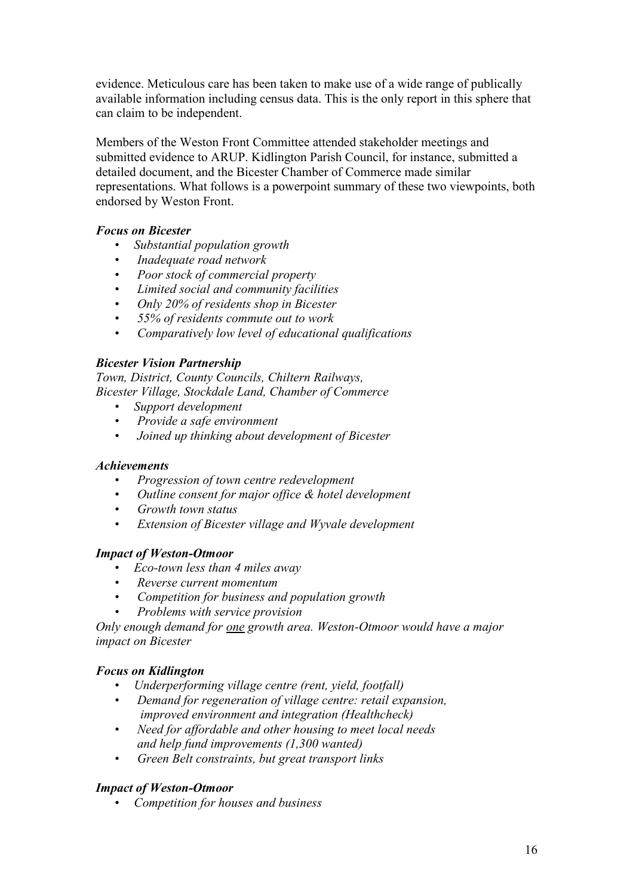evidence. Meticulous care has been taken to make use of a wide range of publically available information including census data. This is the only report in this sphere that can claim to be independent.

Members of the Weston Front Committee attended stakeholder meetings and submitted evidence to ARUP. Kidlington Parish Council, for instance, submitted a detailed document, and the Bicester Chamber of Commerce made similar representations. What follows is a powerpoint summary of these two viewpoints, both endorsed by Weston Front.

***Focus on Bicester***

- *Substantial population growth*
- *Inadequate road network*
- *Poor stock of commercial property*
- *Limited social and community facilities*
- *Only 20% of residents shop in Bicester*
- *55% of residents commute out to work*
- *Comparatively low level of educational qualifications*

***Bicester Vision Partnership***

*Town, District, County Councils, Chiltern Railways,*
*Bicester Village, Stockdale Land, Chamber of Commerce*

- *Support development*
- *Provide a safe environment*
- *Joined up thinking about development of Bicester*

***Achievements***

- *Progression of town centre redevelopment*
- *Outline consent for major office & hotel development*
- *Growth town status*
- *Extension of Bicester village and Wyvale development*

***Impact of Weston-Otmoor***

- *Eco-town less than 4 miles away*
- *Reverse current momentum*
- *Competition for business and population growth*
- *Problems with service provision*

*Only enough demand for <u>one</u> growth area. Weston-Otmoor would have a major impact on Bicester*

***Focus on Kidlington***

- *Underperforming village centre (rent, yield, footfall)*
- *Demand for regeneration of village centre: retail expansion, improved environment and integration (Healthcheck)*
- *Need for affordable and other housing to meet local needs and help fund improvements (1,300 wanted)*
- *Green Belt constraints, but great transport links*

***Impact of Weston-Otmoor***

- *Competition for houses and business*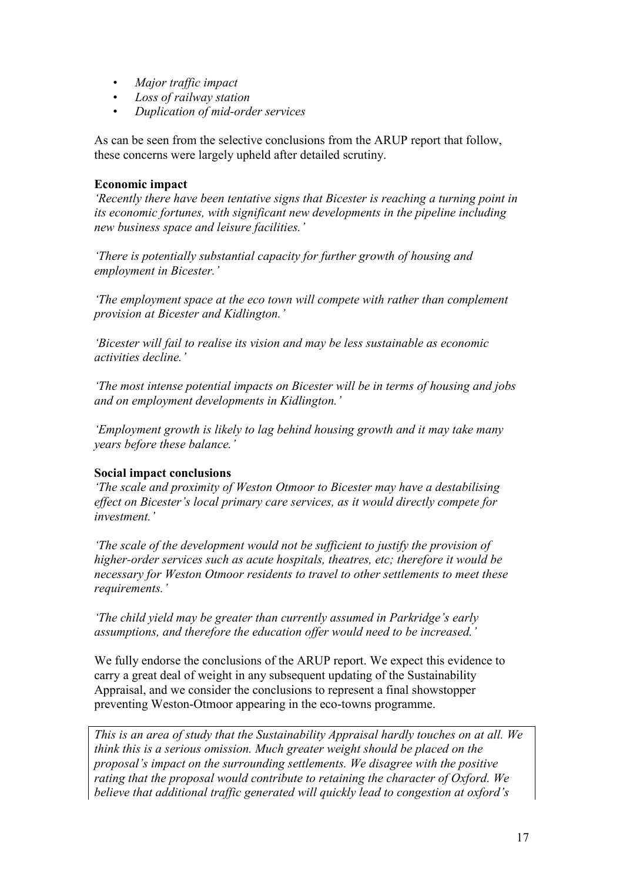- *Major traffic impact*
- *Loss of railway station*
- *Duplication of mid-order services*

As can be seen from the selective conclusions from the ARUP report that follow, these concerns were largely upheld after detailed scrutiny.

**Economic impact**

*'Recently there have been tentative signs that Bicester is reaching a turning point in its economic fortunes, with significant new developments in the pipeline including new business space and leisure facilities.'*

*'There is potentially substantial capacity for further growth of housing and employment in Bicester.'*

*'The employment space at the eco town will compete with rather than complement provision at Bicester and Kidlington.'*

*'Bicester will fail to realise its vision and may be less sustainable as economic activities decline.'*

*'The most intense potential impacts on Bicester will be in terms of housing and jobs and on employment developments in Kidlington.'*

*'Employment growth is likely to lag behind housing growth and it may take many years before these balance.'*

**Social impact conclusions**

*'The scale and proximity of Weston Otmoor to Bicester may have a destabilising effect on Bicester's local primary care services, as it would directly compete for investment.'*

*'The scale of the development would not be sufficient to justify the provision of higher-order services such as acute hospitals, theatres, etc; therefore it would be necessary for Weston Otmoor residents to travel to other settlements to meet these requirements.'*

*'The child yield may be greater than currently assumed in Parkridge's early assumptions, and therefore the education offer would need to be increased.'*

We fully endorse the conclusions of the ARUP report. We expect this evidence to carry a great deal of weight in any subsequent updating of the Sustainability Appraisal, and we consider the conclusions to represent a final showstopper preventing Weston-Otmoor appearing in the eco-towns programme.

*This is an area of study that the Sustainability Appraisal hardly touches on at all. We think this is a serious omission. Much greater weight should be placed on the proposal's impact on the surrounding settlements. We disagree with the positive rating that the proposal would contribute to retaining the character of Oxford. We believe that additional traffic generated will quickly lead to congestion at oxford's*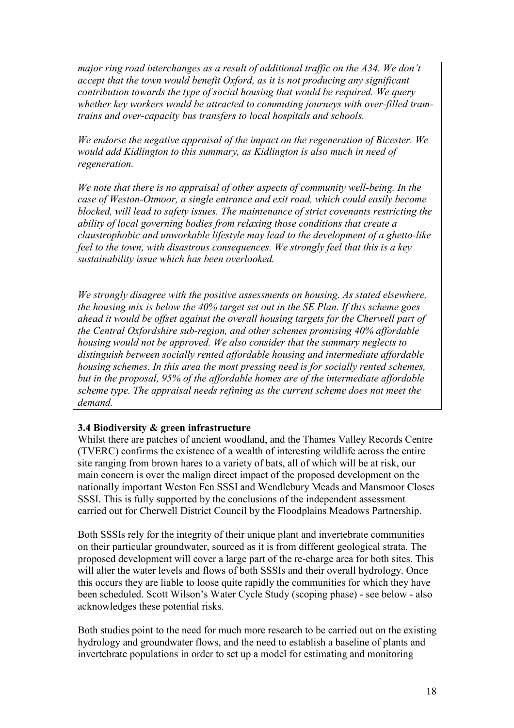*major ring road interchanges as a result of additional traffic on the A34. We don't accept that the town would benefit Oxford, as it is not producing any significant contribution towards the type of social housing that would be required. We query whether key workers would be attracted to commuting journeys with over-filled tram-trains and over-capacity bus transfers to local hospitals and schools.*

*We endorse the negative appraisal of the impact on the regeneration of Bicester. We would add Kidlington to this summary, as Kidlington is also much in need of regeneration.*

*We note that there is no appraisal of other aspects of community well-being. In the case of Weston-Otmoor, a single entrance and exit road, which could easily become blocked, will lead to safety issues. The maintenance of strict covenants restricting the ability of local governing bodies from relaxing those conditions that create a claustrophobic and unworkable lifestyle may lead to the development of a ghetto-like feel to the town, with disastrous consequences. We strongly feel that this is a key sustainability issue which has been overlooked.*

*We strongly disagree with the positive assessments on housing. As stated elsewhere, the housing mix is below the 40% target set out in the SE Plan. If this scheme goes ahead it would be offset against the overall housing targets for the Cherwell part of the Central Oxfordshire sub-region, and other schemes promising 40% affordable housing would not be approved. We also consider that the summary neglects to distinguish between socially rented affordable housing and intermediate affordable housing schemes. In this area the most pressing need is for socially rented schemes, but in the proposal, 95% of the affordable homes are of the intermediate affordable scheme type. The appraisal needs refining as the current scheme does not meet the demand.*

**3.4 Biodiversity & green infrastructure**

Whilst there are patches of ancient woodland, and the Thames Valley Records Centre (TVERC) confirms the existence of a wealth of interesting wildlife across the entire site ranging from brown hares to a variety of bats, all of which will be at risk, our main concern is over the malign direct impact of the proposed development on the nationally important Weston Fen SSSI and Wendlebury Meads and Mansmoor Closes SSSI. This is fully supported by the conclusions of the independent assessment carried out for Cherwell District Council by the Floodplains Meadows Partnership.

Both SSSIs rely for the integrity of their unique plant and invertebrate communities on their particular groundwater, sourced as it is from different geological strata. The proposed development will cover a large part of the re-charge area for both sites. This will alter the water levels and flows of both SSSIs and their overall hydrology. Once this occurs they are liable to loose quite rapidly the communities for which they have been scheduled. Scott Wilson's Water Cycle Study (scoping phase) - see below - also acknowledges these potential risks.

Both studies point to the need for much more research to be carried out on the existing hydrology and groundwater flows, and the need to establish a baseline of plants and invertebrate populations in order to set up a model for estimating and monitoring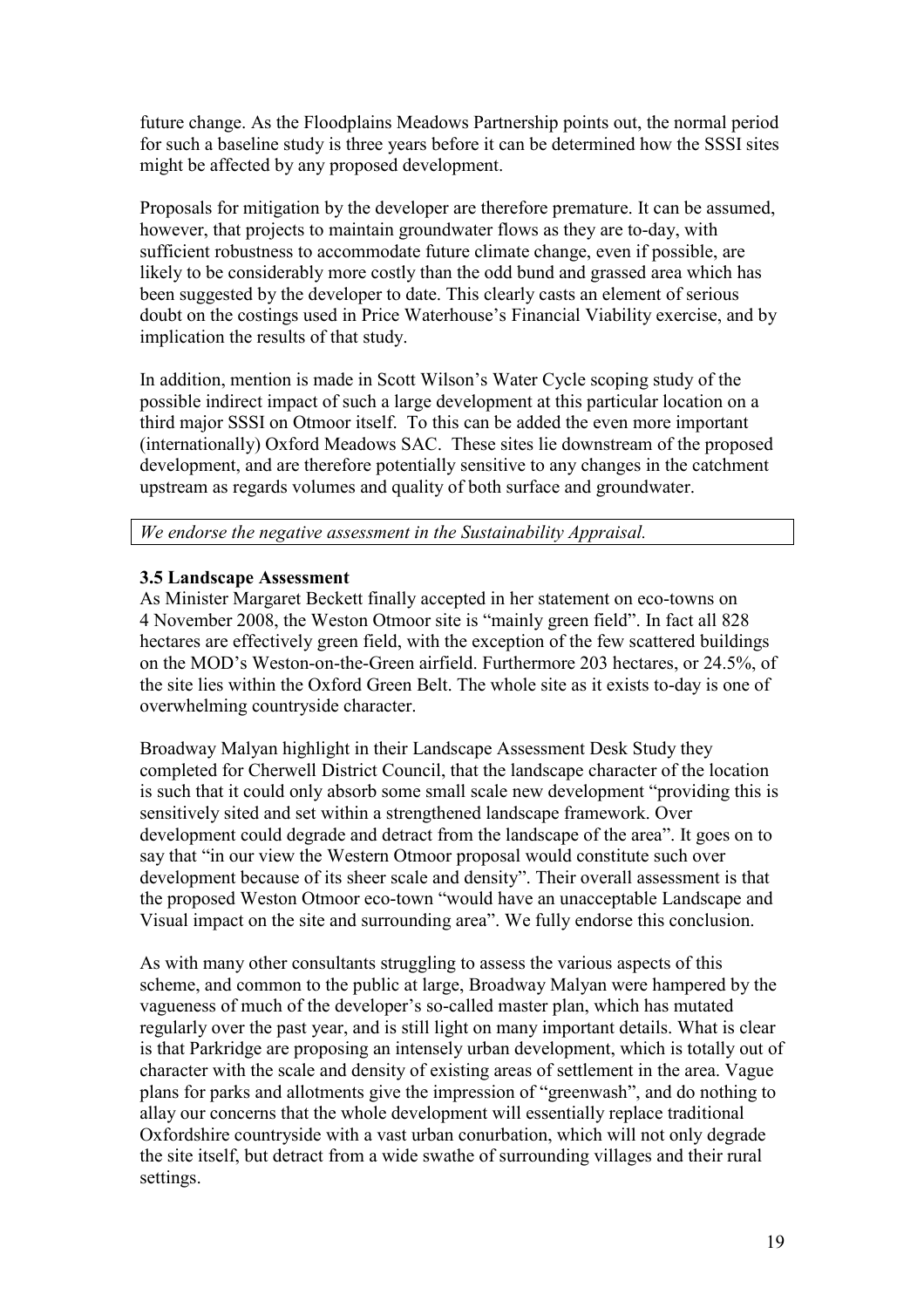future change. As the Floodplains Meadows Partnership points out, the normal period for such a baseline study is three years before it can be determined how the SSSI sites might be affected by any proposed development.

Proposals for mitigation by the developer are therefore premature. It can be assumed, however, that projects to maintain groundwater flows as they are to-day, with sufficient robustness to accommodate future climate change, even if possible, are likely to be considerably more costly than the odd bund and grassed area which has been suggested by the developer to date. This clearly casts an element of serious doubt on the costings used in Price Waterhouse's Financial Viability exercise, and by implication the results of that study.

In addition, mention is made in Scott Wilson's Water Cycle scoping study of the possible indirect impact of such a large development at this particular location on a third major SSSI on Otmoor itself. To this can be added the even more important (internationally) Oxford Meadows SAC. These sites lie downstream of the proposed development, and are therefore potentially sensitive to any changes in the catchment upstream as regards volumes and quality of both surface and groundwater.

*We endorse the negative assessment in the Sustainability Appraisal.*

### 3.5 Landscape Assessment

As Minister Margaret Beckett finally accepted in her statement on eco-towns on 4 November 2008, the Weston Otmoor site is "mainly green field". In fact all 828 hectares are effectively green field, with the exception of the few scattered buildings on the MOD's Weston-on-the-Green airfield. Furthermore 203 hectares, or 24.5%, of the site lies within the Oxford Green Belt. The whole site as it exists to-day is one of overwhelming countryside character.

Broadway Malyan highlight in their Landscape Assessment Desk Study they completed for Cherwell District Council, that the landscape character of the location is such that it could only absorb some small scale new development "providing this is sensitively sited and set within a strengthened landscape framework. Over development could degrade and detract from the landscape of the area". It goes on to say that "in our view the Western Otmoor proposal would constitute such over development because of its sheer scale and density". Their overall assessment is that the proposed Weston Otmoor eco-town "would have an unacceptable Landscape and Visual impact on the site and surrounding area". We fully endorse this conclusion.

As with many other consultants struggling to assess the various aspects of this scheme, and common to the public at large, Broadway Malyan were hampered by the vagueness of much of the developer's so-called master plan, which has mutated regularly over the past year, and is still light on many important details. What is clear is that Parkridge are proposing an intensely urban development, which is totally out of character with the scale and density of existing areas of settlement in the area. Vague plans for parks and allotments give the impression of "greenwash", and do nothing to allay our concerns that the whole development will essentially replace traditional Oxfordshire countryside with a vast urban conurbation, which will not only degrade the site itself, but detract from a wide swathe of surrounding villages and their rural settings.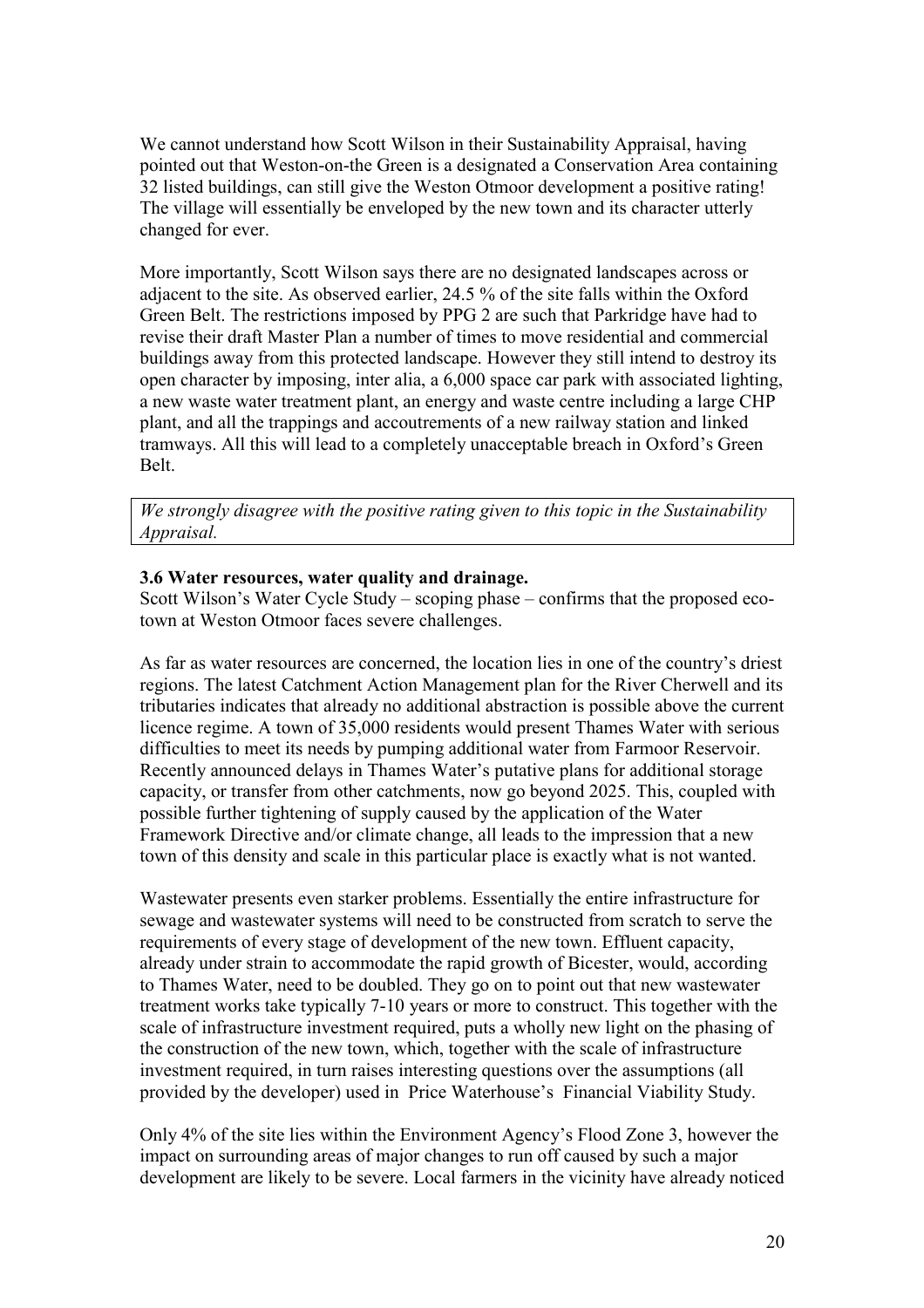We cannot understand how Scott Wilson in their Sustainability Appraisal, having pointed out that Weston-on-the Green is a designated a Conservation Area containing 32 listed buildings, can still give the Weston Otmoor development a positive rating! The village will essentially be enveloped by the new town and its character utterly changed for ever.

More importantly, Scott Wilson says there are no designated landscapes across or adjacent to the site. As observed earlier, 24.5 % of the site falls within the Oxford Green Belt. The restrictions imposed by PPG 2 are such that Parkridge have had to revise their draft Master Plan a number of times to move residential and commercial buildings away from this protected landscape. However they still intend to destroy its open character by imposing, inter alia, a 6,000 space car park with associated lighting, a new waste water treatment plant, an energy and waste centre including a large CHP plant, and all the trappings and accoutrements of a new railway station and linked tramways. All this will lead to a completely unacceptable breach in Oxford's Green Belt.

*We strongly disagree with the positive rating given to this topic in the Sustainability Appraisal.*

**3.6 Water resources, water quality and drainage.**

Scott Wilson's Water Cycle Study – scoping phase – confirms that the proposed eco-town at Weston Otmoor faces severe challenges.

As far as water resources are concerned, the location lies in one of the country's driest regions. The latest Catchment Action Management plan for the River Cherwell and its tributaries indicates that already no additional abstraction is possible above the current licence regime. A town of 35,000 residents would present Thames Water with serious difficulties to meet its needs by pumping additional water from Farmoor Reservoir. Recently announced delays in Thames Water's putative plans for additional storage capacity, or transfer from other catchments, now go beyond 2025. This, coupled with possible further tightening of supply caused by the application of the Water Framework Directive and/or climate change, all leads to the impression that a new town of this density and scale in this particular place is exactly what is not wanted.

Wastewater presents even starker problems. Essentially the entire infrastructure for sewage and wastewater systems will need to be constructed from scratch to serve the requirements of every stage of development of the new town. Effluent capacity, already under strain to accommodate the rapid growth of Bicester, would, according to Thames Water, need to be doubled. They go on to point out that new wastewater treatment works take typically 7-10 years or more to construct. This together with the scale of infrastructure investment required, puts a wholly new light on the phasing of the construction of the new town, which, together with the scale of infrastructure investment required, in turn raises interesting questions over the assumptions (all provided by the developer) used in Price Waterhouse's Financial Viability Study.

Only 4% of the site lies within the Environment Agency's Flood Zone 3, however the impact on surrounding areas of major changes to run off caused by such a major development are likely to be severe. Local farmers in the vicinity have already noticed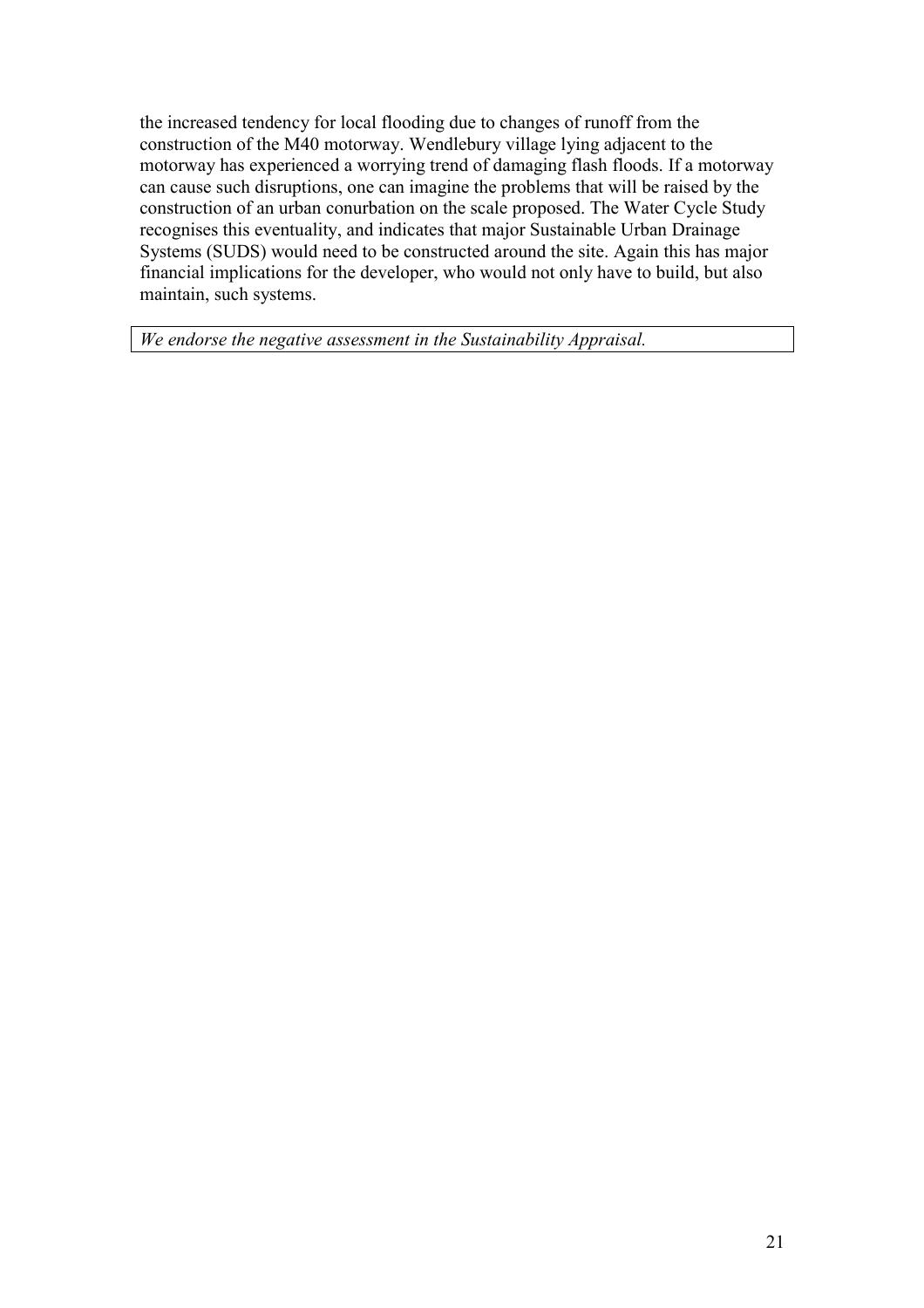the increased tendency for local flooding due to changes of runoff from the construction of the M40 motorway. Wendlebury village lying adjacent to the motorway has experienced a worrying trend of damaging flash floods. If a motorway can cause such disruptions, one can imagine the problems that will be raised by the construction of an urban conurbation on the scale proposed. The Water Cycle Study recognises this eventuality, and indicates that major Sustainable Urban Drainage Systems (SUDS) would need to be constructed around the site. Again this has major financial implications for the developer, who would not only have to build, but also maintain, such systems.

*We endorse the negative assessment in the Sustainability Appraisal.*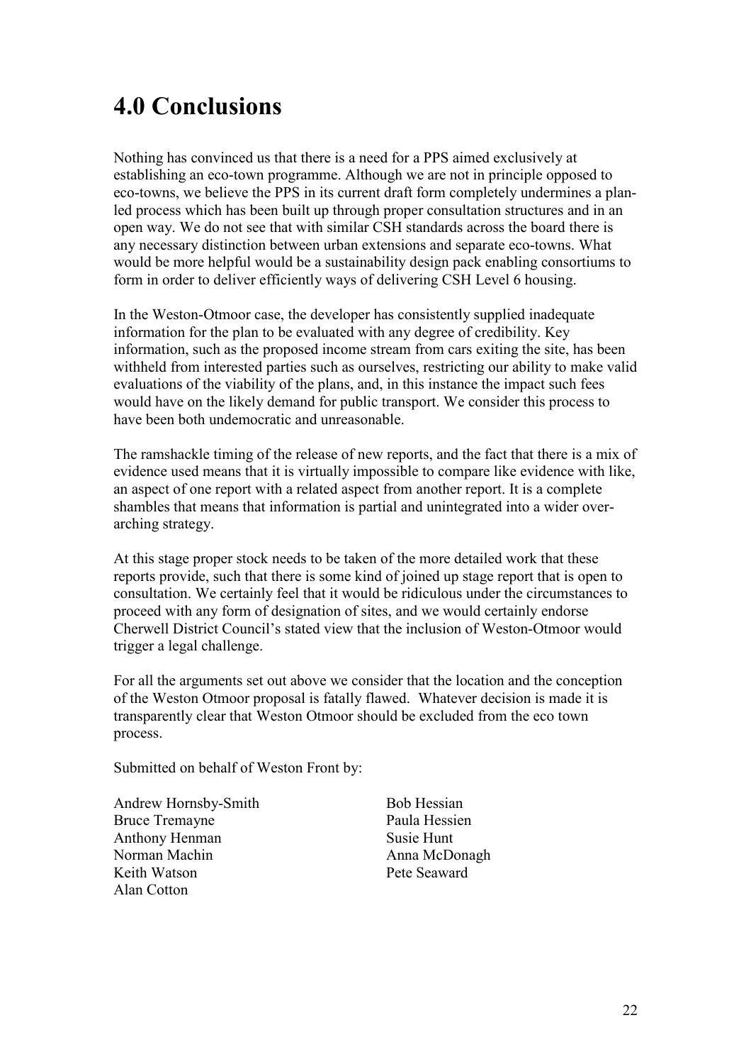# 4.0 Conclusions

Nothing has convinced us that there is a need for a PPS aimed exclusively at establishing an eco-town programme. Although we are not in principle opposed to eco-towns, we believe the PPS in its current draft form completely undermines a plan-led process which has been built up through proper consultation structures and in an open way. We do not see that with similar CSH standards across the board there is any necessary distinction between urban extensions and separate eco-towns. What would be more helpful would be a sustainability design pack enabling consortiums to form in order to deliver efficiently ways of delivering CSH Level 6 housing.

In the Weston-Otmoor case, the developer has consistently supplied inadequate information for the plan to be evaluated with any degree of credibility. Key information, such as the proposed income stream from cars exiting the site, has been withheld from interested parties such as ourselves, restricting our ability to make valid evaluations of the viability of the plans, and, in this instance the impact such fees would have on the likely demand for public transport. We consider this process to have been both undemocratic and unreasonable.

The ramshackle timing of the release of new reports, and the fact that there is a mix of evidence used means that it is virtually impossible to compare like evidence with like, an aspect of one report with a related aspect from another report. It is a complete shambles that means that information is partial and unintegrated into a wider over-arching strategy.

At this stage proper stock needs to be taken of the more detailed work that these reports provide, such that there is some kind of joined up stage report that is open to consultation. We certainly feel that it would be ridiculous under the circumstances to proceed with any form of designation of sites, and we would certainly endorse Cherwell District Council's stated view that the inclusion of Weston-Otmoor would trigger a legal challenge.

For all the arguments set out above we consider that the location and the conception of the Weston Otmoor proposal is fatally flawed. Whatever decision is made it is transparently clear that Weston Otmoor should be excluded from the eco town process.

Submitted on behalf of Weston Front by:

Andrew Hornsby-Smith
Bruce Tremayne
Anthony Henman
Norman Machin
Keith Watson
Alan Cotton
Bob Hessian
Paula Hessien
Susie Hunt
Anna McDonagh
Pete Seaward